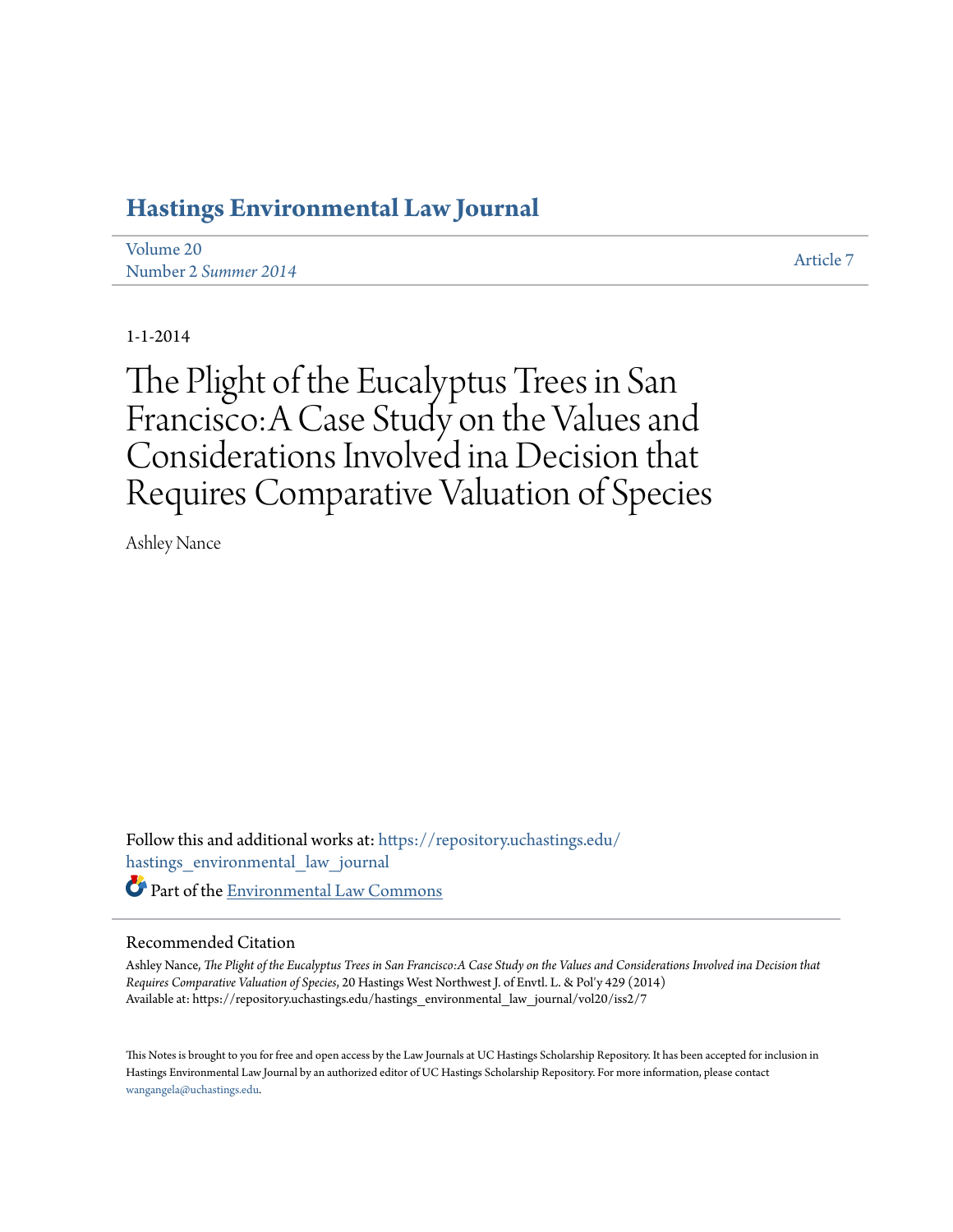# Hastings Environmental Law Journal

Volume 20
Number 2 *Summer 2014*

Article 7

1-1-2014

# The Plight of the Eucalyptus Trees in San Francisco:A Case Study on the Values and Considerations Involved ina Decision that Requires Comparative Valuation of Species

Ashley Nance

Follow this and additional works at: https://repository.uchastings.edu/hastings_environmental_law_journal

Part of the Environmental Law Commons

## Recommended Citation

Ashley Nance, *The Plight of the Eucalyptus Trees in San Francisco:A Case Study on the Values and Considerations Involved ina Decision that Requires Comparative Valuation of Species*, 20 Hastings West Northwest J. of Envtl. L. & Pol'y 429 (2014)
Available at: https://repository.uchastings.edu/hastings_environmental_law_journal/vol20/iss2/7

This Notes is brought to you for free and open access by the Law Journals at UC Hastings Scholarship Repository. It has been accepted for inclusion in Hastings Environmental Law Journal by an authorized editor of UC Hastings Scholarship Repository. For more information, please contact wangangela@uchastings.edu.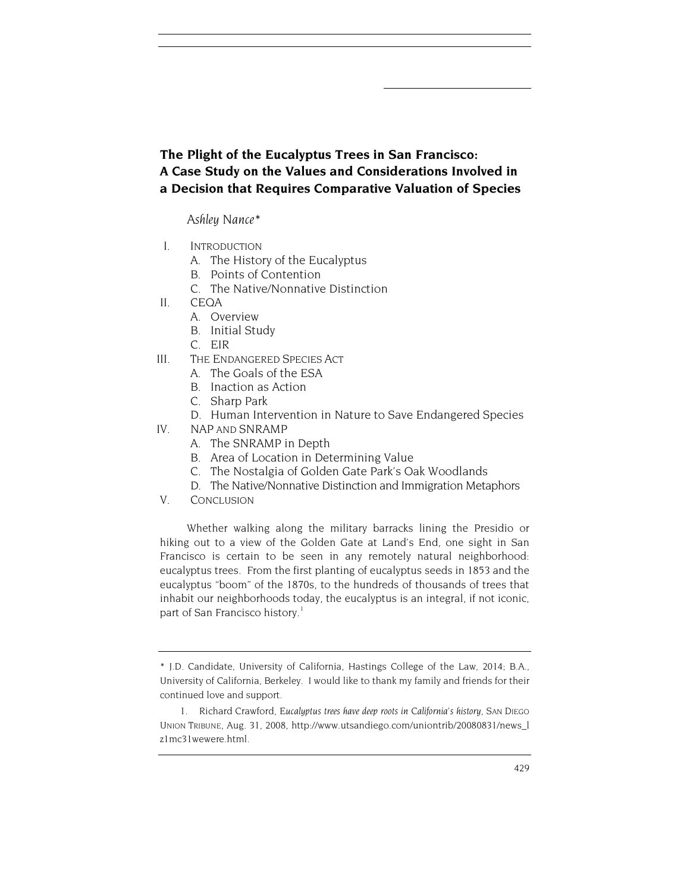# The Plight of the Eucalyptus Trees in San Francisco: A Case Study on the Values and Considerations Involved in a Decision that Requires Comparative Valuation of Species

*Ashley Nance\**

I. INTRODUCTION
   A. The History of the Eucalyptus
   B. Points of Contention
   C. The Native/Nonnative Distinction
II. CEQA
   A. Overview
   B. Initial Study
   C. EIR
III. THE ENDANGERED SPECIES ACT
   A. The Goals of the ESA
   B. Inaction as Action
   C. Sharp Park
   D. Human Intervention in Nature to Save Endangered Species
IV. NAP AND SNRAMP
   A. The SNRAMP in Depth
   B. Area of Location in Determining Value
   C. The Nostalgia of Golden Gate Park's Oak Woodlands
   D. The Native/Nonnative Distinction and Immigration Metaphors
V. CONCLUSION

Whether walking along the military barracks lining the Presidio or hiking out to a view of the Golden Gate at Land's End, one sight in San Francisco is certain to be seen in any remotely natural neighborhood: eucalyptus trees. From the first planting of eucalyptus seeds in 1853 and the eucalyptus "boom" of the 1870s, to the hundreds of thousands of trees that inhabit our neighborhoods today, the eucalyptus is an integral, if not iconic, part of San Francisco history.[1]

---

\* J.D. Candidate, University of California, Hastings College of the Law, 2014; B.A., University of California, Berkeley. I would like to thank my family and friends for their continued love and support.

1. Richard Crawford, *Eucalyptus trees have deep roots in California's history*, SAN DIEGO UNION TRIBUNE, Aug. 31, 2008, http://www.utsandiego.com/uniontrib/20080831/news_lz1mc31wewere.html.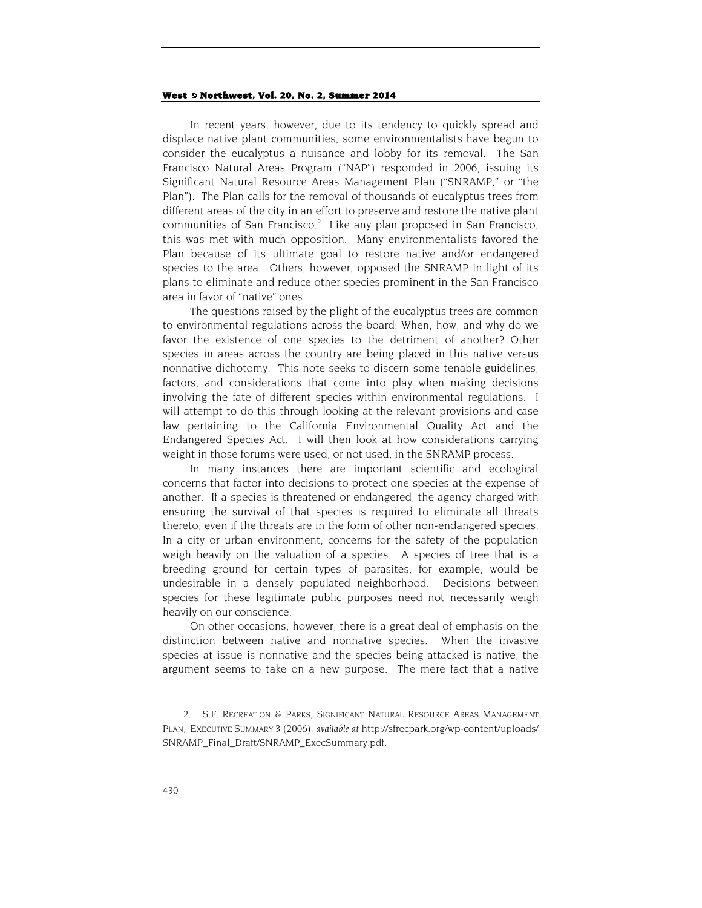In recent years, however, due to its tendency to quickly spread and displace native plant communities, some environmentalists have begun to consider the eucalyptus a nuisance and lobby for its removal. The San Francisco Natural Areas Program ("NAP") responded in 2006, issuing its Significant Natural Resource Areas Management Plan ("SNRAMP," or "the Plan"). The Plan calls for the removal of thousands of eucalyptus trees from different areas of the city in an effort to preserve and restore the native plant communities of San Francisco.[2] Like any plan proposed in San Francisco, this was met with much opposition. Many environmentalists favored the Plan because of its ultimate goal to restore native and/or endangered species to the area. Others, however, opposed the SNRAMP in light of its plans to eliminate and reduce other species prominent in the San Francisco area in favor of "native" ones.

The questions raised by the plight of the eucalyptus trees are common to environmental regulations across the board: When, how, and why do we favor the existence of one species to the detriment of another? Other species in areas across the country are being placed in this native versus nonnative dichotomy. This note seeks to discern some tenable guidelines, factors, and considerations that come into play when making decisions involving the fate of different species within environmental regulations. I will attempt to do this through looking at the relevant provisions and case law pertaining to the California Environmental Quality Act and the Endangered Species Act. I will then look at how considerations carrying weight in those forums were used, or not used, in the SNRAMP process.

In many instances there are important scientific and ecological concerns that factor into decisions to protect one species at the expense of another. If a species is threatened or endangered, the agency charged with ensuring the survival of that species is required to eliminate all threats thereto, even if the threats are in the form of other non-endangered species. In a city or urban environment, concerns for the safety of the population weigh heavily on the valuation of a species. A species of tree that is a breeding ground for certain types of parasites, for example, would be undesirable in a densely populated neighborhood. Decisions between species for these legitimate public purposes need not necessarily weigh heavily on our conscience.

On other occasions, however, there is a great deal of emphasis on the distinction between native and nonnative species. When the invasive species at issue is nonnative and the species being attacked is native, the argument seems to take on a new purpose. The mere fact that a native

2. S.F. RECREATION & PARKS, SIGNIFICANT NATURAL RESOURCE AREAS MANAGEMENT PLAN, EXECUTIVE SUMMARY 3 (2006), *available at* http://sfrecpark.org/wp-content/uploads/SNRAMP_Final_Draft/SNRAMP_ExecSummary.pdf.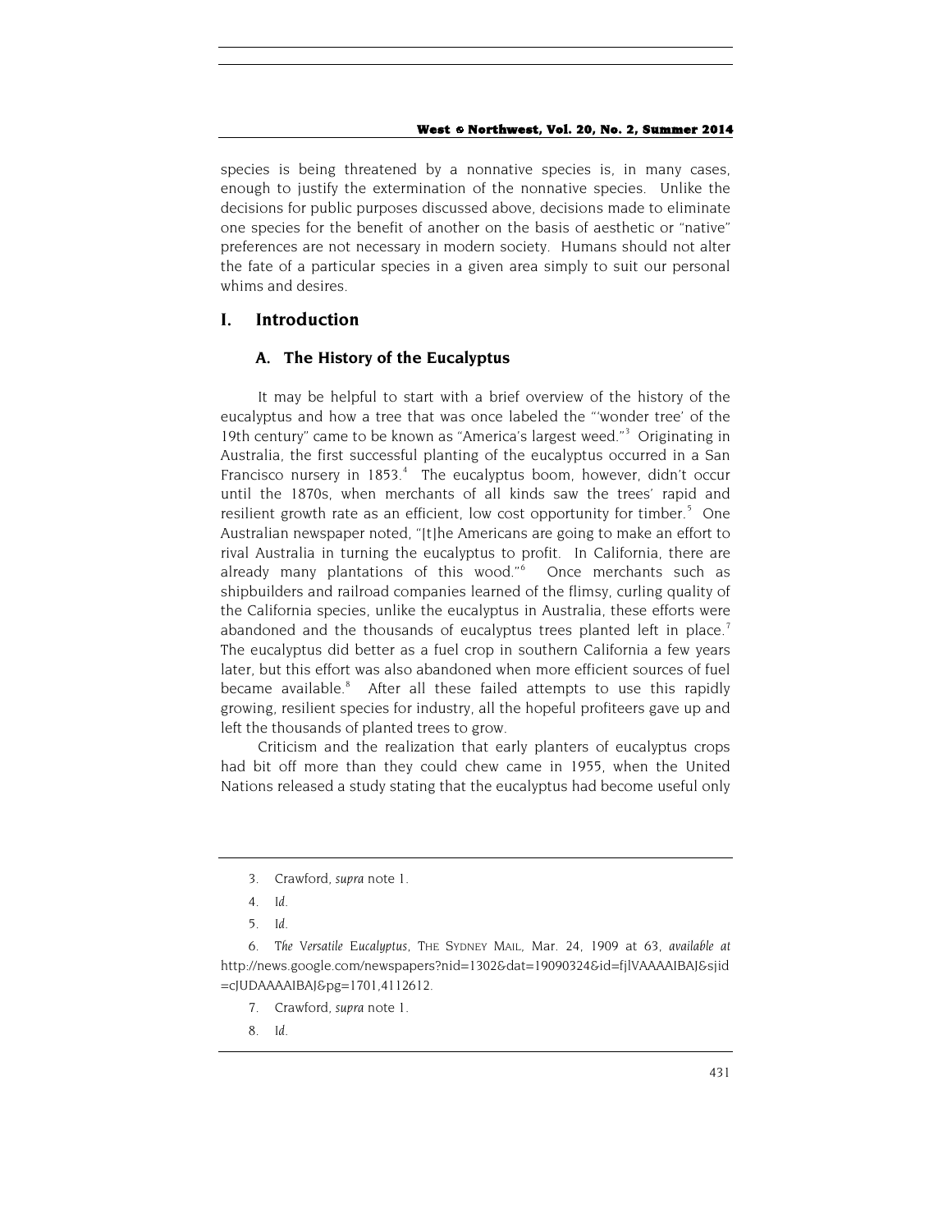species is being threatened by a nonnative species is, in many cases, enough to justify the extermination of the nonnative species. Unlike the decisions for public purposes discussed above, decisions made to eliminate one species for the benefit of another on the basis of aesthetic or "native" preferences are not necessary in modern society. Humans should not alter the fate of a particular species in a given area simply to suit our personal whims and desires.

## I. Introduction

### A. The History of the Eucalyptus

It may be helpful to start with a brief overview of the history of the eucalyptus and how a tree that was once labeled the "'wonder tree' of the 19th century" came to be known as "America's largest weed."[3] Originating in Australia, the first successful planting of the eucalyptus occurred in a San Francisco nursery in 1853.[4] The eucalyptus boom, however, didn't occur until the 1870s, when merchants of all kinds saw the trees' rapid and resilient growth rate as an efficient, low cost opportunity for timber.[5] One Australian newspaper noted, "[t]he Americans are going to make an effort to rival Australia in turning the eucalyptus to profit. In California, there are already many plantations of this wood."[6] Once merchants such as shipbuilders and railroad companies learned of the flimsy, curling quality of the California species, unlike the eucalyptus in Australia, these efforts were abandoned and the thousands of eucalyptus trees planted left in place.[7] The eucalyptus did better as a fuel crop in southern California a few years later, but this effort was also abandoned when more efficient sources of fuel became available.[8] After all these failed attempts to use this rapidly growing, resilient species for industry, all the hopeful profiteers gave up and left the thousands of planted trees to grow.

Criticism and the realization that early planters of eucalyptus crops had bit off more than they could chew came in 1955, when the United Nations released a study stating that the eucalyptus had become useful only

---

3. Crawford, *supra* note 1.

4. *Id.*

5. *Id.*

6. *The Versatile Eucalyptus*, THE SYDNEY MAIL, Mar. 24, 1909 at 63, *available at* http://news.google.com/newspapers?nid=1302&dat=19090324&id=fjlVAAAAIBAJ&sjid=cJUDAAAAIBAJ&pg=1701,4112612.

7. Crawford, *supra* note 1.

8. *Id.*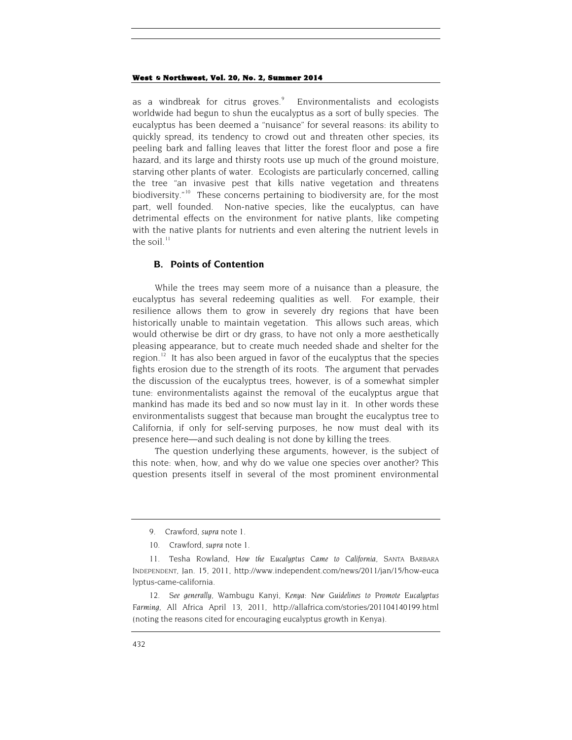as a windbreak for citrus groves.[9] Environmentalists and ecologists worldwide had begun to shun the eucalyptus as a sort of bully species. The eucalyptus has been deemed a "nuisance" for several reasons: its ability to quickly spread, its tendency to crowd out and threaten other species, its peeling bark and falling leaves that litter the forest floor and pose a fire hazard, and its large and thirsty roots use up much of the ground moisture, starving other plants of water. Ecologists are particularly concerned, calling the tree "an invasive pest that kills native vegetation and threatens biodiversity."[10] These concerns pertaining to biodiversity are, for the most part, well founded. Non-native species, like the eucalyptus, can have detrimental effects on the environment for native plants, like competing with the native plants for nutrients and even altering the nutrient levels in the soil.[11]

### B. Points of Contention

While the trees may seem more of a nuisance than a pleasure, the eucalyptus has several redeeming qualities as well. For example, their resilience allows them to grow in severely dry regions that have been historically unable to maintain vegetation. This allows such areas, which would otherwise be dirt or dry grass, to have not only a more aesthetically pleasing appearance, but to create much needed shade and shelter for the region.[12] It has also been argued in favor of the eucalyptus that the species fights erosion due to the strength of its roots. The argument that pervades the discussion of the eucalyptus trees, however, is of a somewhat simpler tune: environmentalists against the removal of the eucalyptus argue that mankind has made its bed and so now must lay in it. In other words these environmentalists suggest that because man brought the eucalyptus tree to California, if only for self-serving purposes, he now must deal with its presence here—and such dealing is not done by killing the trees.

The question underlying these arguments, however, is the subject of this note: when, how, and why do we value one species over another? This question presents itself in several of the most prominent environmental

---

9. Crawford, *supra* note 1.

10. Crawford, *supra* note 1.

11. Tesha Rowland, *How the Eucalyptus Came to California*, SANTA BARBARA INDEPENDENT, Jan. 15, 2011, http://www.independent.com/news/2011/jan/15/how-eucalyptus-came-california.

12. *See generally*, Wambugu Kanyi, *Kenya: New Guidelines to Promote Eucalyptus Farming*, All Africa April 13, 2011, http://allafrica.com/stories/201104140199.html (noting the reasons cited for encouraging eucalyptus growth in Kenya).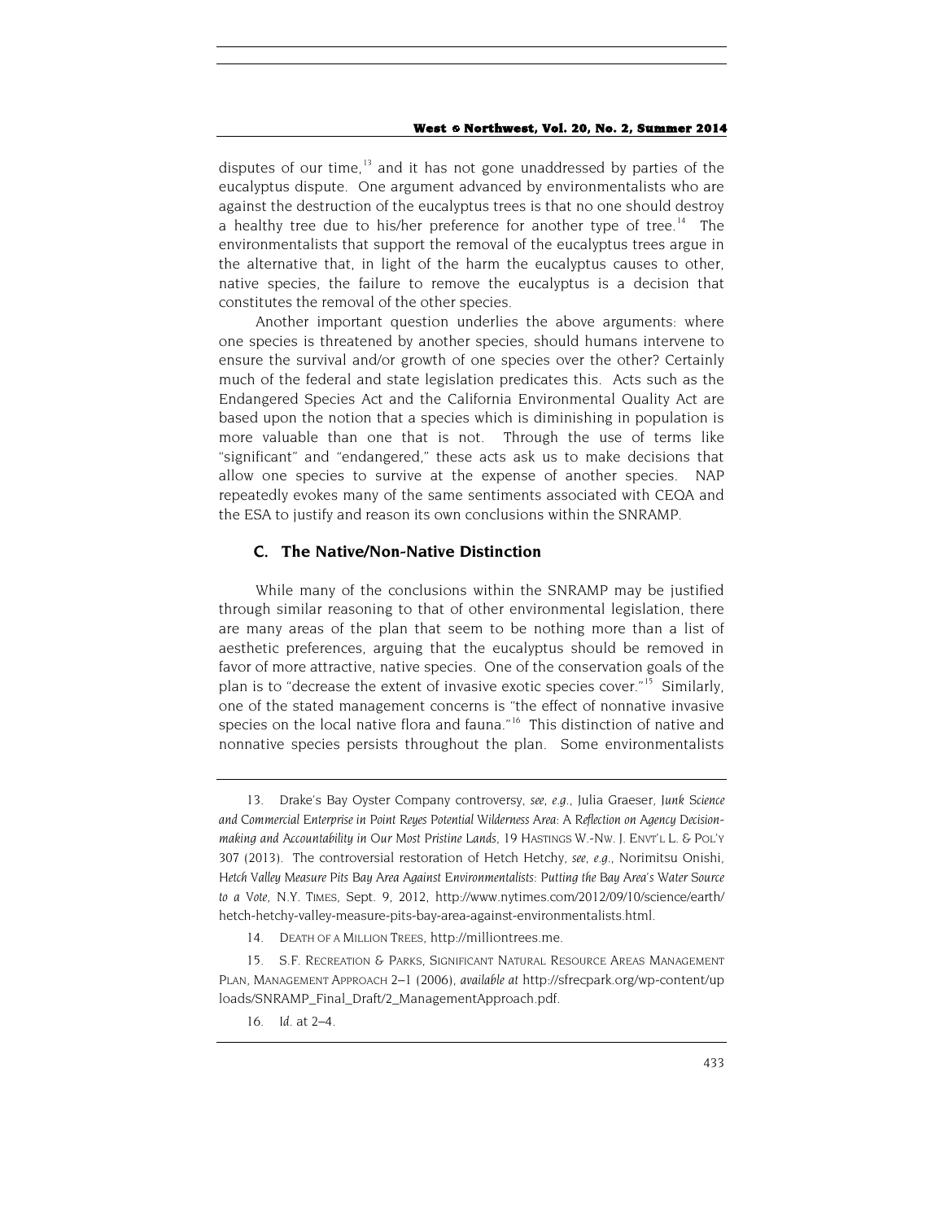disputes of our time,[13] and it has not gone unaddressed by parties of the eucalyptus dispute. One argument advanced by environmentalists who are against the destruction of the eucalyptus trees is that no one should destroy a healthy tree due to his/her preference for another type of tree.[14] The environmentalists that support the removal of the eucalyptus trees argue in the alternative that, in light of the harm the eucalyptus causes to other, native species, the failure to remove the eucalyptus is a decision that constitutes the removal of the other species.

Another important question underlies the above arguments: where one species is threatened by another species, should humans intervene to ensure the survival and/or growth of one species over the other? Certainly much of the federal and state legislation predicates this. Acts such as the Endangered Species Act and the California Environmental Quality Act are based upon the notion that a species which is diminishing in population is more valuable than one that is not. Through the use of terms like "significant" and "endangered," these acts ask us to make decisions that allow one species to survive at the expense of another species. NAP repeatedly evokes many of the same sentiments associated with CEQA and the ESA to justify and reason its own conclusions within the SNRAMP.

### C. The Native/Non-Native Distinction

While many of the conclusions within the SNRAMP may be justified through similar reasoning to that of other environmental legislation, there are many areas of the plan that seem to be nothing more than a list of aesthetic preferences, arguing that the eucalyptus should be removed in favor of more attractive, native species. One of the conservation goals of the plan is to "decrease the extent of invasive exotic species cover."[15] Similarly, one of the stated management concerns is "the effect of nonnative invasive species on the local native flora and fauna."[16] This distinction of native and nonnative species persists throughout the plan. Some environmentalists

---

13. Drake's Bay Oyster Company controversy, *see, e.g.*, Julia Graeser, *Junk Science and Commercial Enterprise in Point Reyes Potential Wilderness Area: A Reflection on Agency Decision-making and Accountability in Our Most Pristine Lands*, 19 HASTINGS W.-NW. J. ENVT'L L. & POL'Y 307 (2013). The controversial restoration of Hetch Hetchy, *see, e.g.*, Norimitsu Onishi, *Hetch Valley Measure Pits Bay Area Against Environmentalists: Putting the Bay Area's Water Source to a Vote*, N.Y. TIMES, Sept. 9, 2012, http://www.nytimes.com/2012/09/10/science/earth/hetch-hetchy-valley-measure-pits-bay-area-against-environmentalists.html.

14. DEATH OF A MILLION TREES, http://milliontrees.me.

15. S.F. RECREATION & PARKS, SIGNIFICANT NATURAL RESOURCE AREAS MANAGEMENT PLAN, MANAGEMENT APPROACH 2–1 (2006), *available at* http://sfrecpark.org/wp-content/uploads/SNRAMP_Final_Draft/2_ManagementApproach.pdf.

16. *Id.* at 2–4.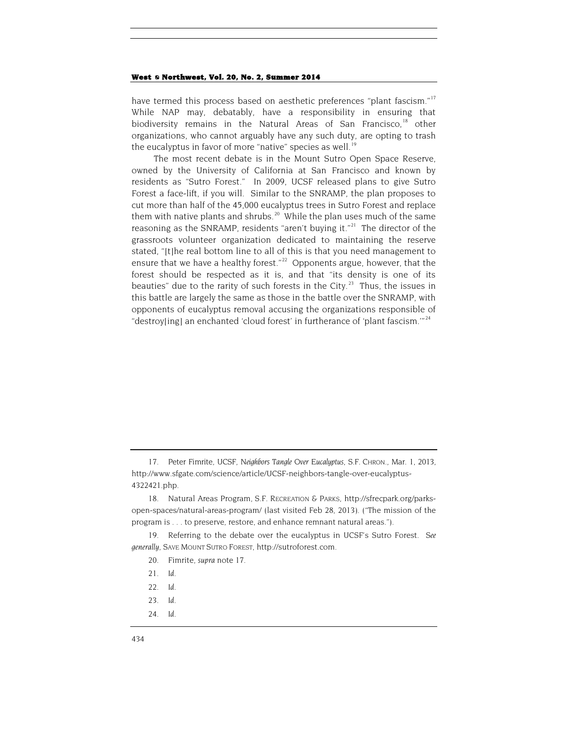have termed this process based on aesthetic preferences "plant fascism."[17] While NAP may, debatably, have a responsibility in ensuring that biodiversity remains in the Natural Areas of San Francisco,[18] other organizations, who cannot arguably have any such duty, are opting to trash the eucalyptus in favor of more "native" species as well.[19]

The most recent debate is in the Mount Sutro Open Space Reserve, owned by the University of California at San Francisco and known by residents as "Sutro Forest." In 2009, UCSF released plans to give Sutro Forest a face-lift, if you will. Similar to the SNRAMP, the plan proposes to cut more than half of the 45,000 eucalyptus trees in Sutro Forest and replace them with native plants and shrubs.[20] While the plan uses much of the same reasoning as the SNRAMP, residents "aren't buying it."[21] The director of the grassroots volunteer organization dedicated to maintaining the reserve stated, "[t]he real bottom line to all of this is that you need management to ensure that we have a healthy forest."[22] Opponents argue, however, that the forest should be respected as it is, and that "its density is one of its beauties" due to the rarity of such forests in the City.[23] Thus, the issues in this battle are largely the same as those in the battle over the SNRAMP, with opponents of eucalyptus removal accusing the organizations responsible of "destroy[ing] an enchanted 'cloud forest' in furtherance of 'plant fascism.'"[24]

---

17. Peter Fimrite, UCSF, *Neighbors Tangle Over Eucalyptus*, S.F. CHRON., Mar. 1, 2013, http://www.sfgate.com/science/article/UCSF-neighbors-tangle-over-eucalyptus-4322421.php.

18. Natural Areas Program, S.F. RECREATION & PARKS, http://sfrecpark.org/parks-open-spaces/natural-areas-program/ (last visited Feb 28, 2013). ("The mission of the program is . . . to preserve, restore, and enhance remnant natural areas.").

19. Referring to the debate over the eucalyptus in UCSF's Sutro Forest. *See generally*, SAVE MOUNT SUTRO FOREST, http://sutroforest.com.

20. Fimrite, *supra* note 17.

21. *Id.*

22. *Id.*

23. *Id.*

24. *Id.*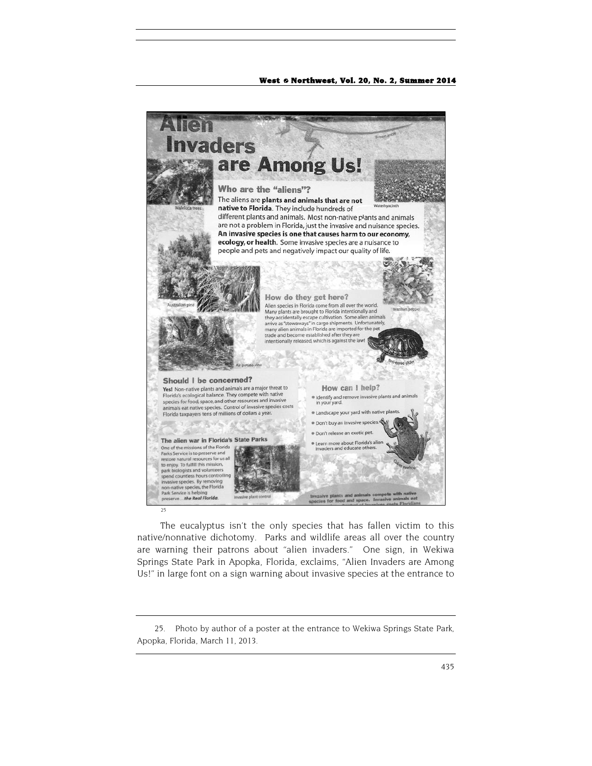[25]

The eucalyptus isn't the only species that has fallen victim to this native/nonnative dichotomy. Parks and wildlife areas all over the country are warning their patrons about "alien invaders." One sign, in Wekiwa Springs State Park in Apopka, Florida, exclaims, "Alien Invaders are Among Us!" in large font on a sign warning about invasive species at the entrance to

---

25. Photo by author of a poster at the entrance to Wekiwa Springs State Park, Apopka, Florida, March 11, 2013.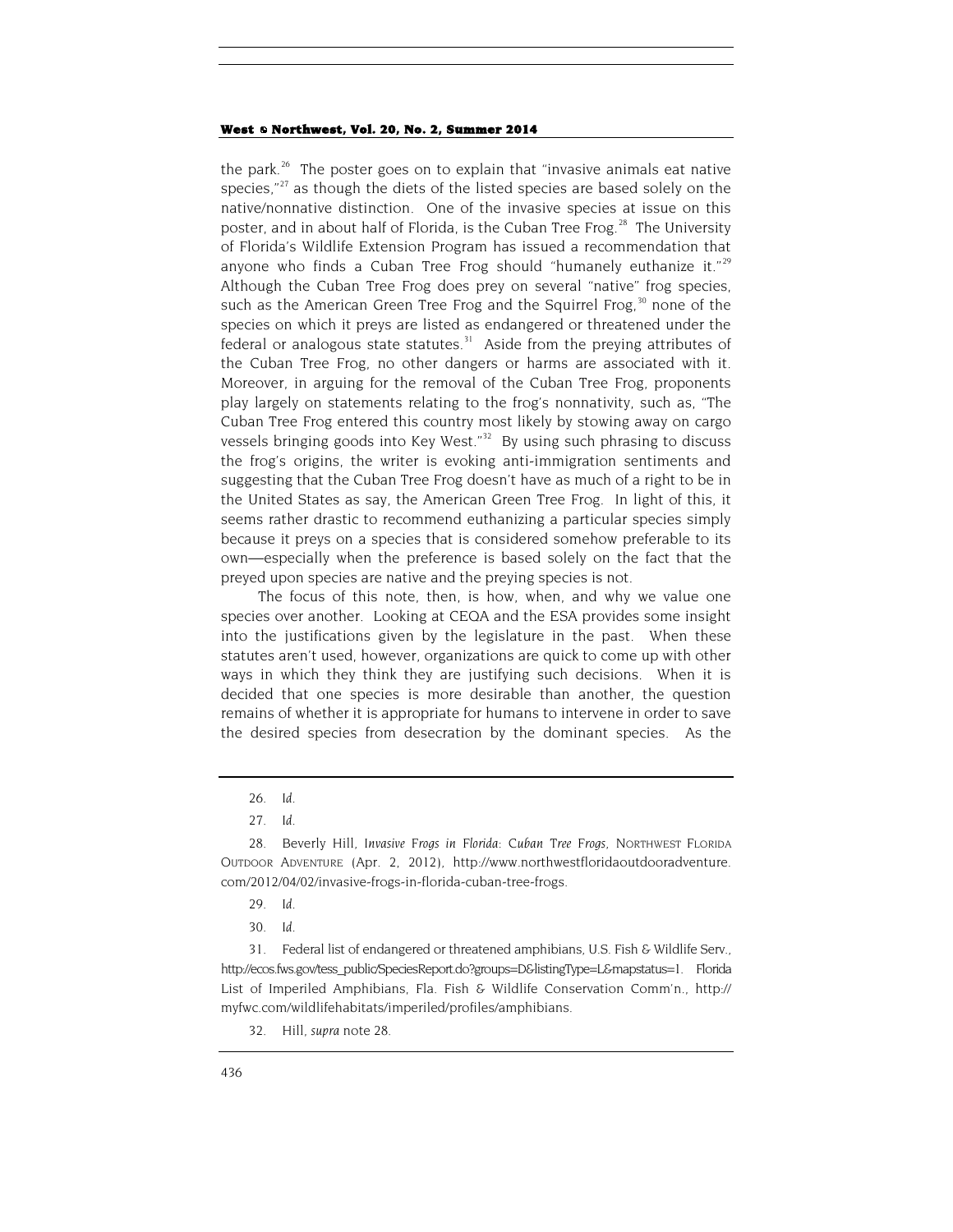the park.[26] The poster goes on to explain that "invasive animals eat native species,"[27] as though the diets of the listed species are based solely on the native/nonnative distinction. One of the invasive species at issue on this poster, and in about half of Florida, is the Cuban Tree Frog.[28] The University of Florida's Wildlife Extension Program has issued a recommendation that anyone who finds a Cuban Tree Frog should "humanely euthanize it."[29] Although the Cuban Tree Frog does prey on several "native" frog species, such as the American Green Tree Frog and the Squirrel Frog,[30] none of the species on which it preys are listed as endangered or threatened under the federal or analogous state statutes.[31] Aside from the preying attributes of the Cuban Tree Frog, no other dangers or harms are associated with it. Moreover, in arguing for the removal of the Cuban Tree Frog, proponents play largely on statements relating to the frog's nonnativity, such as, "The Cuban Tree Frog entered this country most likely by stowing away on cargo vessels bringing goods into Key West."[32] By using such phrasing to discuss the frog's origins, the writer is evoking anti-immigration sentiments and suggesting that the Cuban Tree Frog doesn't have as much of a right to be in the United States as say, the American Green Tree Frog. In light of this, it seems rather drastic to recommend euthanizing a particular species simply because it preys on a species that is considered somehow preferable to its own—especially when the preference is based solely on the fact that the preyed upon species are native and the preying species is not.

The focus of this note, then, is how, when, and why we value one species over another. Looking at CEQA and the ESA provides some insight into the justifications given by the legislature in the past. When these statutes aren't used, however, organizations are quick to come up with other ways in which they think they are justifying such decisions. When it is decided that one species is more desirable than another, the question remains of whether it is appropriate for humans to intervene in order to save the desired species from desecration by the dominant species. As the

---

26. *Id.*

27. *Id.*

28. Beverly Hill, *Invasive Frogs in Florida: Cuban Tree Frogs*, NORTHWEST FLORIDA OUTDOOR ADVENTURE (Apr. 2, 2012), http://www.northwestfloridaoutdooradventure.com/2012/04/02/invasive-frogs-in-florida-cuban-tree-frogs.

29. *Id.*

30. *Id.*

31. Federal list of endangered or threatened amphibians, U.S. Fish & Wildlife Serv., http://ecos.fws.gov/tess_public/SpeciesReport.do?groups=D&listingType=L&mapstatus=1. Florida List of Imperiled Amphibians, Fla. Fish & Wildlife Conservation Comm'n., http://myfwc.com/wildlifehabitats/imperiled/profiles/amphibians.

32. Hill, *supra* note 28.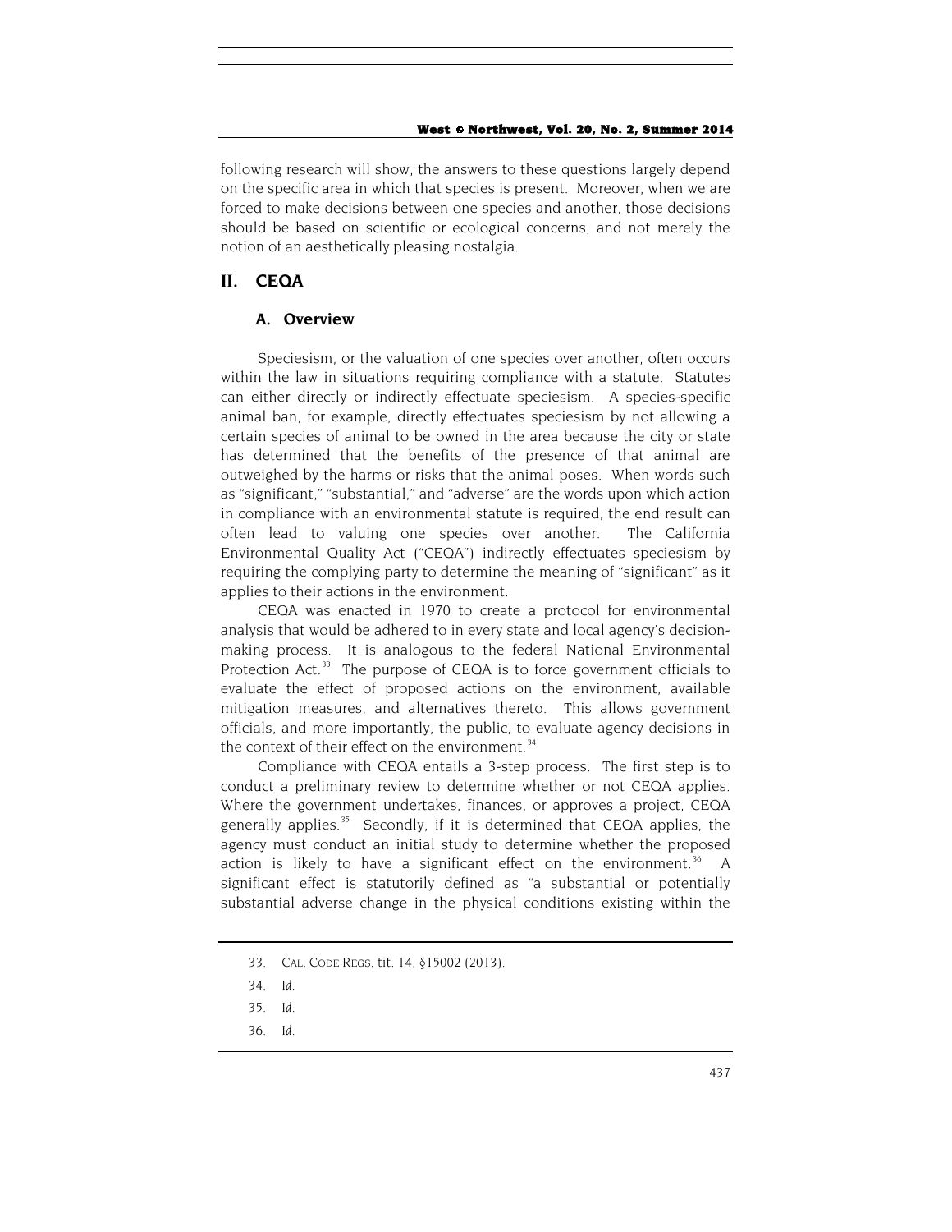following research will show, the answers to these questions largely depend on the specific area in which that species is present. Moreover, when we are forced to make decisions between one species and another, those decisions should be based on scientific or ecological concerns, and not merely the notion of an aesthetically pleasing nostalgia.

## II. CEQA

### A. Overview

Speciesism, or the valuation of one species over another, often occurs within the law in situations requiring compliance with a statute. Statutes can either directly or indirectly effectuate speciesism. A species-specific animal ban, for example, directly effectuates speciesism by not allowing a certain species of animal to be owned in the area because the city or state has determined that the benefits of the presence of that animal are outweighed by the harms or risks that the animal poses. When words such as "significant," "substantial," and "adverse" are the words upon which action in compliance with an environmental statute is required, the end result can often lead to valuing one species over another. The California Environmental Quality Act ("CEQA") indirectly effectuates speciesism by requiring the complying party to determine the meaning of "significant" as it applies to their actions in the environment.

CEQA was enacted in 1970 to create a protocol for environmental analysis that would be adhered to in every state and local agency's decision-making process. It is analogous to the federal National Environmental Protection Act.[33] The purpose of CEQA is to force government officials to evaluate the effect of proposed actions on the environment, available mitigation measures, and alternatives thereto. This allows government officials, and more importantly, the public, to evaluate agency decisions in the context of their effect on the environment.[34]

Compliance with CEQA entails a 3-step process. The first step is to conduct a preliminary review to determine whether or not CEQA applies. Where the government undertakes, finances, or approves a project, CEQA generally applies.[35] Secondly, if it is determined that CEQA applies, the agency must conduct an initial study to determine whether the proposed action is likely to have a significant effect on the environment.[36] A significant effect is statutorily defined as "a substantial or potentially substantial adverse change in the physical conditions existing within the

---

33. CAL. CODE REGS. tit. 14, §15002 (2013).

34. *Id.*

35. *Id.*

36. *Id.*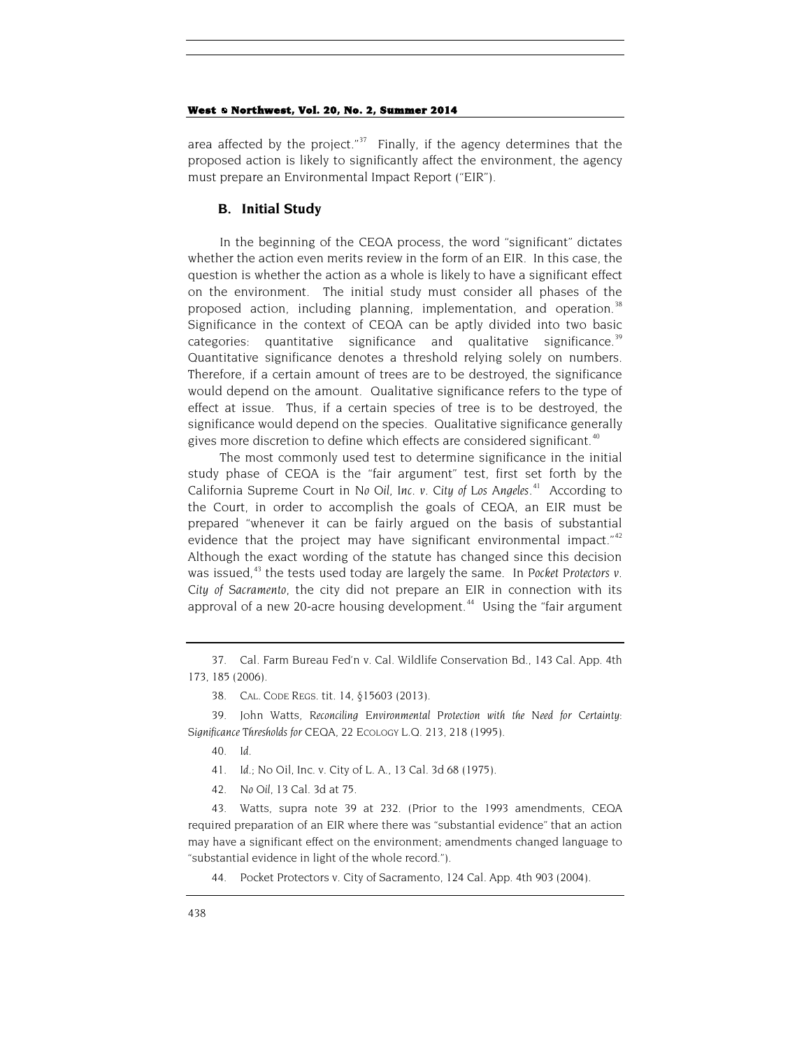area affected by the project."[37] Finally, if the agency determines that the proposed action is likely to significantly affect the environment, the agency must prepare an Environmental Impact Report ("EIR").

## B. Initial Study

In the beginning of the CEQA process, the word "significant" dictates whether the action even merits review in the form of an EIR. In this case, the question is whether the action as a whole is likely to have a significant effect on the environment. The initial study must consider all phases of the proposed action, including planning, implementation, and operation.[38] Significance in the context of CEQA can be aptly divided into two basic categories: quantitative significance and qualitative significance.[39] Quantitative significance denotes a threshold relying solely on numbers. Therefore, if a certain amount of trees are to be destroyed, the significance would depend on the amount. Qualitative significance refers to the type of effect at issue. Thus, if a certain species of tree is to be destroyed, the significance would depend on the species. Qualitative significance generally gives more discretion to define which effects are considered significant.[40]

The most commonly used test to determine significance in the initial study phase of CEQA is the "fair argument" test, first set forth by the California Supreme Court in *No Oil, Inc. v. City of Los Angeles*.[41] According to the Court, in order to accomplish the goals of CEQA, an EIR must be prepared "whenever it can be fairly argued on the basis of substantial evidence that the project may have significant environmental impact."[42] Although the exact wording of the statute has changed since this decision was issued,[43] the tests used today are largely the same. In *Pocket Protectors v. City of Sacramento*, the city did not prepare an EIR in connection with its approval of a new 20-acre housing development.[44] Using the "fair argument

---

37. Cal. Farm Bureau Fed'n v. Cal. Wildlife Conservation Bd., 143 Cal. App. 4th 173, 185 (2006).

38. CAL. CODE REGS. tit. 14, §15603 (2013).

39. John Watts, *Reconciling Environmental Protection with the Need for Certainty: Significance Thresholds for* CEQA, 22 ECOLOGY L.Q. 213, 218 (1995).

40. *Id.*

41. *Id.*; No Oil, Inc. v. City of L. A., 13 Cal. 3d 68 (1975).

42. *No Oil*, 13 Cal. 3d at 75.

43. Watts, supra note 39 at 232. (Prior to the 1993 amendments, CEQA required preparation of an EIR where there was "substantial evidence" that an action may have a significant effect on the environment; amendments changed language to "substantial evidence in light of the whole record.").

44. Pocket Protectors v. City of Sacramento, 124 Cal. App. 4th 903 (2004).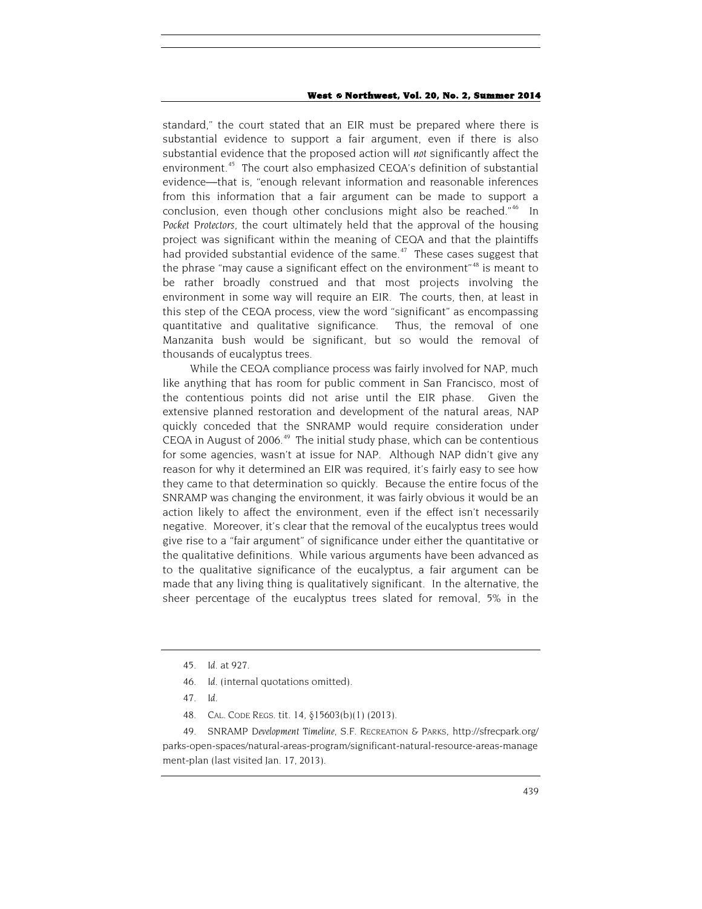standard," the court stated that an EIR must be prepared where there is substantial evidence to support a fair argument, even if there is also substantial evidence that the proposed action will *not* significantly affect the environment.[45] The court also emphasized CEQA's definition of substantial evidence—that is, "enough relevant information and reasonable inferences from this information that a fair argument can be made to support a conclusion, even though other conclusions might also be reached."[46] In *Pocket Protectors*, the court ultimately held that the approval of the housing project was significant within the meaning of CEQA and that the plaintiffs had provided substantial evidence of the same.[47] These cases suggest that the phrase "may cause a significant effect on the environment"[48] is meant to be rather broadly construed and that most projects involving the environment in some way will require an EIR. The courts, then, at least in this step of the CEQA process, view the word "significant" as encompassing quantitative and qualitative significance. Thus, the removal of one Manzanita bush would be significant, but so would the removal of thousands of eucalyptus trees.

While the CEQA compliance process was fairly involved for NAP, much like anything that has room for public comment in San Francisco, most of the contentious points did not arise until the EIR phase. Given the extensive planned restoration and development of the natural areas, NAP quickly conceded that the SNRAMP would require consideration under CEQA in August of 2006.[49] The initial study phase, which can be contentious for some agencies, wasn't at issue for NAP. Although NAP didn't give any reason for why it determined an EIR was required, it's fairly easy to see how they came to that determination so quickly. Because the entire focus of the SNRAMP was changing the environment, it was fairly obvious it would be an action likely to affect the environment, even if the effect isn't necessarily negative. Moreover, it's clear that the removal of the eucalyptus trees would give rise to a "fair argument" of significance under either the quantitative or the qualitative definitions. While various arguments have been advanced as to the qualitative significance of the eucalyptus, a fair argument can be made that any living thing is qualitatively significant. In the alternative, the sheer percentage of the eucalyptus trees slated for removal, 5% in the

---

45. *Id.* at 927.

46. *Id.* (internal quotations omitted).

47. *Id.*

48. CAL. CODE REGS. tit. 14, §15603(b)(1) (2013).

49. SNRAMP *Development Timeline*, S.F. RECREATION & PARKS, http://sfrecpark.org/parks-open-spaces/natural-areas-program/significant-natural-resource-areas-management-plan (last visited Jan. 17, 2013).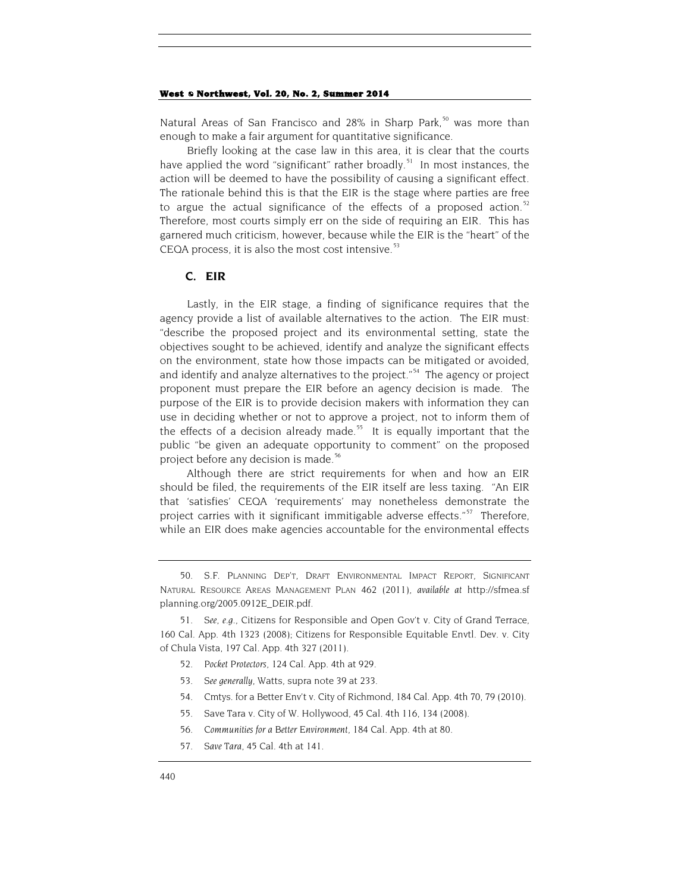Natural Areas of San Francisco and 28% in Sharp Park,[50] was more than enough to make a fair argument for quantitative significance.

Briefly looking at the case law in this area, it is clear that the courts have applied the word "significant" rather broadly.[51] In most instances, the action will be deemed to have the possibility of causing a significant effect. The rationale behind this is that the EIR is the stage where parties are free to argue the actual significance of the effects of a proposed action.[52] Therefore, most courts simply err on the side of requiring an EIR. This has garnered much criticism, however, because while the EIR is the "heart" of the CEQA process, it is also the most cost intensive.[53]

### C. EIR

Lastly, in the EIR stage, a finding of significance requires that the agency provide a list of available alternatives to the action. The EIR must: "describe the proposed project and its environmental setting, state the objectives sought to be achieved, identify and analyze the significant effects on the environment, state how those impacts can be mitigated or avoided, and identify and analyze alternatives to the project."[54] The agency or project proponent must prepare the EIR before an agency decision is made. The purpose of the EIR is to provide decision makers with information they can use in deciding whether or not to approve a project, not to inform them of the effects of a decision already made.[55] It is equally important that the public "be given an adequate opportunity to comment" on the proposed project before any decision is made.[56]

Although there are strict requirements for when and how an EIR should be filed, the requirements of the EIR itself are less taxing. "An EIR that 'satisfies' CEQA 'requirements' may nonetheless demonstrate the project carries with it significant immitigable adverse effects."[57] Therefore, while an EIR does make agencies accountable for the environmental effects

---

50. S.F. PLANNING DEP'T, DRAFT ENVIRONMENTAL IMPACT REPORT, SIGNIFICANT NATURAL RESOURCE AREAS MANAGEMENT PLAN 462 (2011), *available at* http://sfmea.sfplanning.org/2005.0912E_DEIR.pdf.

51. *See, e.g.*, Citizens for Responsible and Open Gov't v. City of Grand Terrace, 160 Cal. App. 4th 1323 (2008); Citizens for Responsible Equitable Envtl. Dev. v. City of Chula Vista, 197 Cal. App. 4th 327 (2011).

52. *Pocket Protectors*, 124 Cal. App. 4th at 929.

53. *See generally*, Watts, supra note 39 at 233.

54. Cmtys. for a Better Env't v. City of Richmond, 184 Cal. App. 4th 70, 79 (2010).

55. Save Tara v. City of W. Hollywood, 45 Cal. 4th 116, 134 (2008).

56. *Communities for a Better Environment*, 184 Cal. App. 4th at 80.

57. *Save Tara*, 45 Cal. 4th at 141.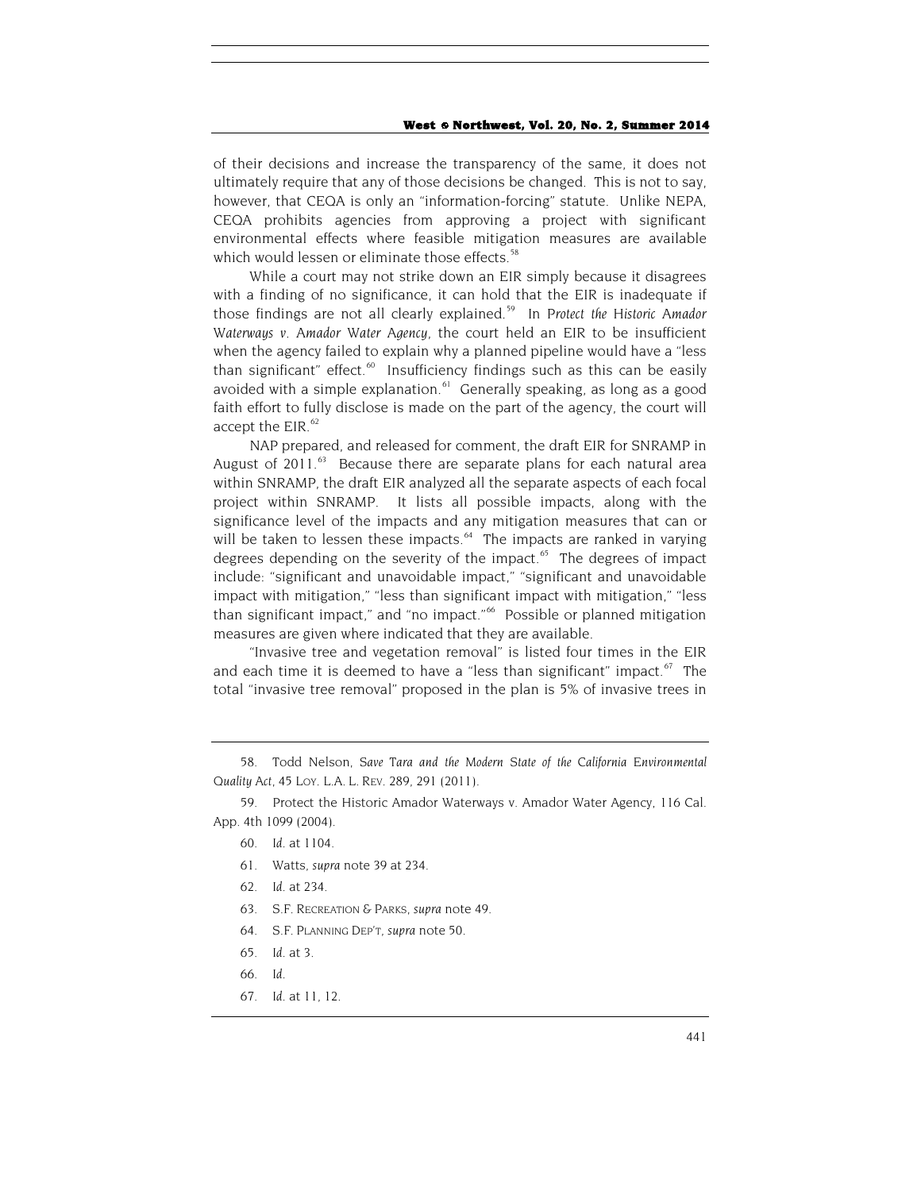of their decisions and increase the transparency of the same, it does not ultimately require that any of those decisions be changed. This is not to say, however, that CEQA is only an "information-forcing" statute. Unlike NEPA, CEQA prohibits agencies from approving a project with significant environmental effects where feasible mitigation measures are available which would lessen or eliminate those effects.[58]

While a court may not strike down an EIR simply because it disagrees with a finding of no significance, it can hold that the EIR is inadequate if those findings are not all clearly explained.[59] In *Protect the Historic Amador Waterways v. Amador Water Agency*, the court held an EIR to be insufficient when the agency failed to explain why a planned pipeline would have a "less than significant" effect.[60] Insufficiency findings such as this can be easily avoided with a simple explanation.[61] Generally speaking, as long as a good faith effort to fully disclose is made on the part of the agency, the court will accept the EIR.[62]

NAP prepared, and released for comment, the draft EIR for SNRAMP in August of 2011.[63] Because there are separate plans for each natural area within SNRAMP, the draft EIR analyzed all the separate aspects of each focal project within SNRAMP. It lists all possible impacts, along with the significance level of the impacts and any mitigation measures that can or will be taken to lessen these impacts.[64] The impacts are ranked in varying degrees depending on the severity of the impact.[65] The degrees of impact include: "significant and unavoidable impact," "significant and unavoidable impact with mitigation," "less than significant impact with mitigation," "less than significant impact," and "no impact."[66] Possible or planned mitigation measures are given where indicated that they are available.

"Invasive tree and vegetation removal" is listed four times in the EIR and each time it is deemed to have a "less than significant" impact.[67] The total "invasive tree removal" proposed in the plan is 5% of invasive trees in

---

58. Todd Nelson, *Save Tara and the Modern State of the California Environmental Quality Act*, 45 LOY. L.A. L. REV. 289, 291 (2011).

59. Protect the Historic Amador Waterways v. Amador Water Agency, 116 Cal. App. 4th 1099 (2004).

60. *Id.* at 1104.

61. Watts, *supra* note 39 at 234.

62. *Id.* at 234.

63. S.F. RECREATION & PARKS, *supra* note 49.

64. S.F. PLANNING DEP'T, *supra* note 50.

65. *Id.* at 3.

66. *Id.*

67. *Id.* at 11, 12.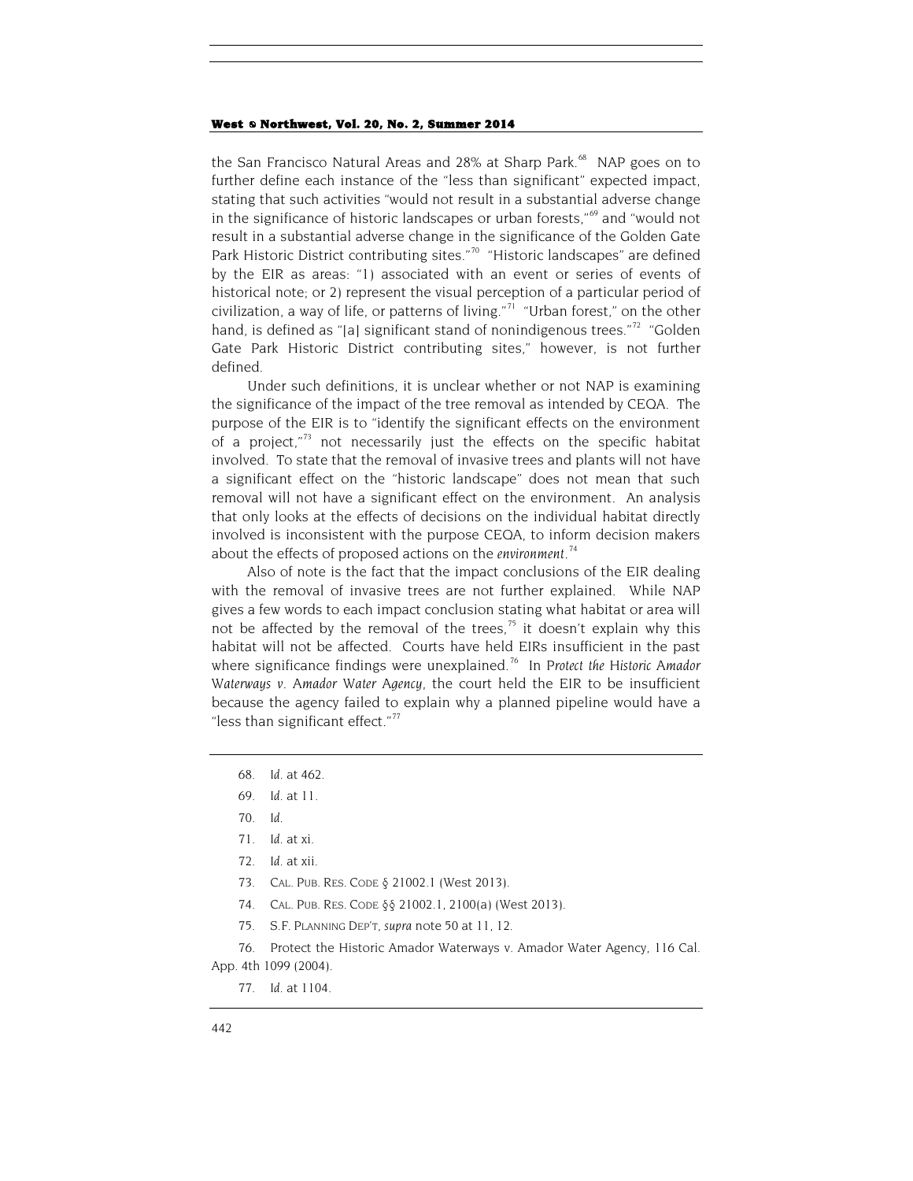the San Francisco Natural Areas and 28% at Sharp Park.[68] NAP goes on to further define each instance of the "less than significant" expected impact, stating that such activities "would not result in a substantial adverse change in the significance of historic landscapes or urban forests,"[69] and "would not result in a substantial adverse change in the significance of the Golden Gate Park Historic District contributing sites."[70] "Historic landscapes" are defined by the EIR as areas: "1) associated with an event or series of events of historical note; or 2) represent the visual perception of a particular period of civilization, a way of life, or patterns of living."[71] "Urban forest," on the other hand, is defined as "[a] significant stand of nonindigenous trees."[72] "Golden Gate Park Historic District contributing sites," however, is not further defined.

Under such definitions, it is unclear whether or not NAP is examining the significance of the impact of the tree removal as intended by CEQA. The purpose of the EIR is to "identify the significant effects on the environment of a project,"[73] not necessarily just the effects on the specific habitat involved. To state that the removal of invasive trees and plants will not have a significant effect on the "historic landscape" does not mean that such removal will not have a significant effect on the environment. An analysis that only looks at the effects of decisions on the individual habitat directly involved is inconsistent with the purpose CEQA, to inform decision makers about the effects of proposed actions on the *environment*.[74]

Also of note is the fact that the impact conclusions of the EIR dealing with the removal of invasive trees are not further explained. While NAP gives a few words to each impact conclusion stating what habitat or area will not be affected by the removal of the trees,[75] it doesn't explain why this habitat will not be affected. Courts have held EIRs insufficient in the past where significance findings were unexplained.[76] In *Protect the Historic Amador Waterways v. Amador Water Agency*, the court held the EIR to be insufficient because the agency failed to explain why a planned pipeline would have a "less than significant effect."[77]

---

68. *Id.* at 462.

69. *Id.* at 11.

70. *Id.*

71. *Id.* at xi.

72. *Id.* at xii.

73. CAL. PUB. RES. CODE § 21002.1 (West 2013).

74. CAL. PUB. RES. CODE §§ 21002.1, 2100(a) (West 2013).

75. S.F. PLANNING DEP'T, *supra* note 50 at 11, 12.

76. Protect the Historic Amador Waterways v. Amador Water Agency, 116 Cal. App. 4th 1099 (2004).

77. *Id.* at 1104.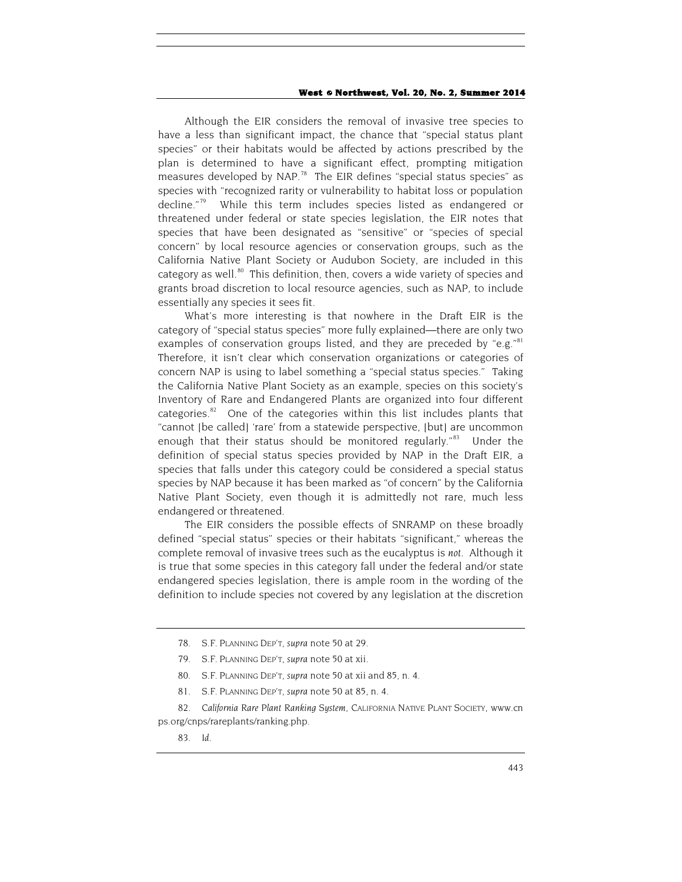Although the EIR considers the removal of invasive tree species to have a less than significant impact, the chance that "special status plant species" or their habitats would be affected by actions prescribed by the plan is determined to have a significant effect, prompting mitigation measures developed by NAP.[78] The EIR defines "special status species" as species with "recognized rarity or vulnerability to habitat loss or population decline."[79] While this term includes species listed as endangered or threatened under federal or state species legislation, the EIR notes that species that have been designated as "sensitive" or "species of special concern" by local resource agencies or conservation groups, such as the California Native Plant Society or Audubon Society, are included in this category as well.[80] This definition, then, covers a wide variety of species and grants broad discretion to local resource agencies, such as NAP, to include essentially any species it sees fit.

What's more interesting is that nowhere in the Draft EIR is the category of "special status species" more fully explained—there are only two examples of conservation groups listed, and they are preceded by "e.g."[81] Therefore, it isn't clear which conservation organizations or categories of concern NAP is using to label something a "special status species." Taking the California Native Plant Society as an example, species on this society's Inventory of Rare and Endangered Plants are organized into four different categories.[82] One of the categories within this list includes plants that "cannot [be called] 'rare' from a statewide perspective, [but] are uncommon enough that their status should be monitored regularly."[83] Under the definition of special status species provided by NAP in the Draft EIR, a species that falls under this category could be considered a special status species by NAP because it has been marked as "of concern" by the California Native Plant Society, even though it is admittedly not rare, much less endangered or threatened.

The EIR considers the possible effects of SNRAMP on these broadly defined "special status" species or their habitats "significant," whereas the complete removal of invasive trees such as the eucalyptus is *not*. Although it is true that some species in this category fall under the federal and/or state endangered species legislation, there is ample room in the wording of the definition to include species not covered by any legislation at the discretion

78. S.F. PLANNING DEP'T, *supra* note 50 at 29.

79. S.F. PLANNING DEP'T, *supra* note 50 at xii.

80. S.F. PLANNING DEP'T, *supra* note 50 at xii and 85, n. 4.

81. S.F. PLANNING DEP'T, *supra* note 50 at 85, n. 4.

82. *California Rare Plant Ranking System*, CALIFORNIA NATIVE PLANT SOCIETY, www.cnps.org/cnps/rareplants/ranking.php.

83. *Id.*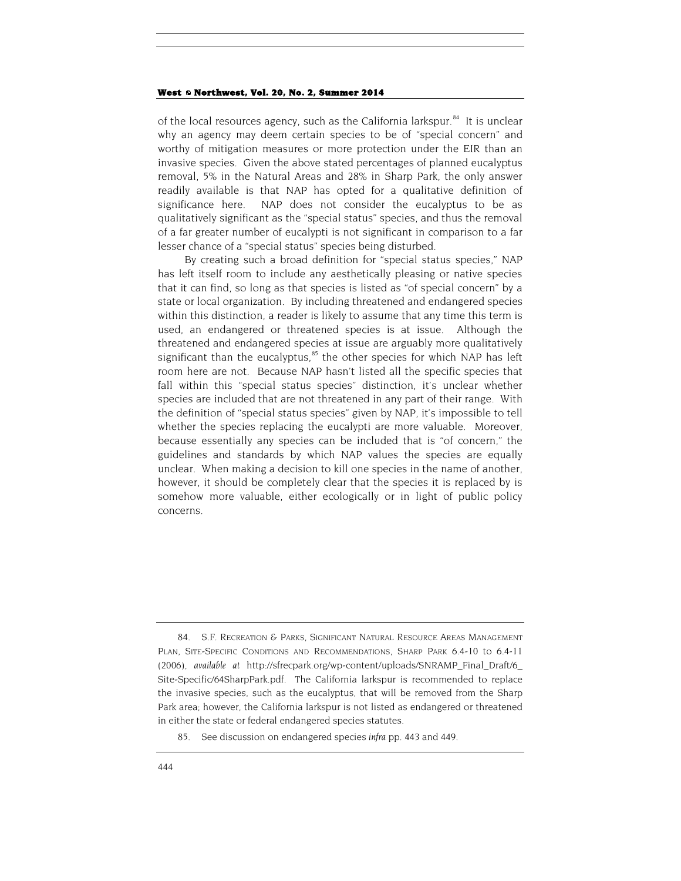of the local resources agency, such as the California larkspur.[84] It is unclear why an agency may deem certain species to be of "special concern" and worthy of mitigation measures or more protection under the EIR than an invasive species. Given the above stated percentages of planned eucalyptus removal, 5% in the Natural Areas and 28% in Sharp Park, the only answer readily available is that NAP has opted for a qualitative definition of significance here. NAP does not consider the eucalyptus to be as qualitatively significant as the "special status" species, and thus the removal of a far greater number of eucalypti is not significant in comparison to a far lesser chance of a "special status" species being disturbed.

By creating such a broad definition for "special status species," NAP has left itself room to include any aesthetically pleasing or native species that it can find, so long as that species is listed as "of special concern" by a state or local organization. By including threatened and endangered species within this distinction, a reader is likely to assume that any time this term is used, an endangered or threatened species is at issue. Although the threatened and endangered species at issue are arguably more qualitatively significant than the eucalyptus,[85] the other species for which NAP has left room here are not. Because NAP hasn't listed all the specific species that fall within this "special status species" distinction, it's unclear whether species are included that are not threatened in any part of their range. With the definition of "special status species" given by NAP, it's impossible to tell whether the species replacing the eucalypti are more valuable. Moreover, because essentially any species can be included that is "of concern," the guidelines and standards by which NAP values the species are equally unclear. When making a decision to kill one species in the name of another, however, it should be completely clear that the species it is replaced by is somehow more valuable, either ecologically or in light of public policy concerns.

---

84. S.F. RECREATION & PARKS, SIGNIFICANT NATURAL RESOURCE AREAS MANAGEMENT PLAN, SITE-SPECIFIC CONDITIONS AND RECOMMENDATIONS, SHARP PARK 6.4-10 to 6.4-11 (2006), *available at* http://sfrecpark.org/wp-content/uploads/SNRAMP_Final_Draft/6_Site-Specific/64SharpPark.pdf. The California larkspur is recommended to replace the invasive species, such as the eucalyptus, that will be removed from the Sharp Park area; however, the California larkspur is not listed as endangered or threatened in either the state or federal endangered species statutes.

85. See discussion on endangered species *infra* pp. 443 and 449.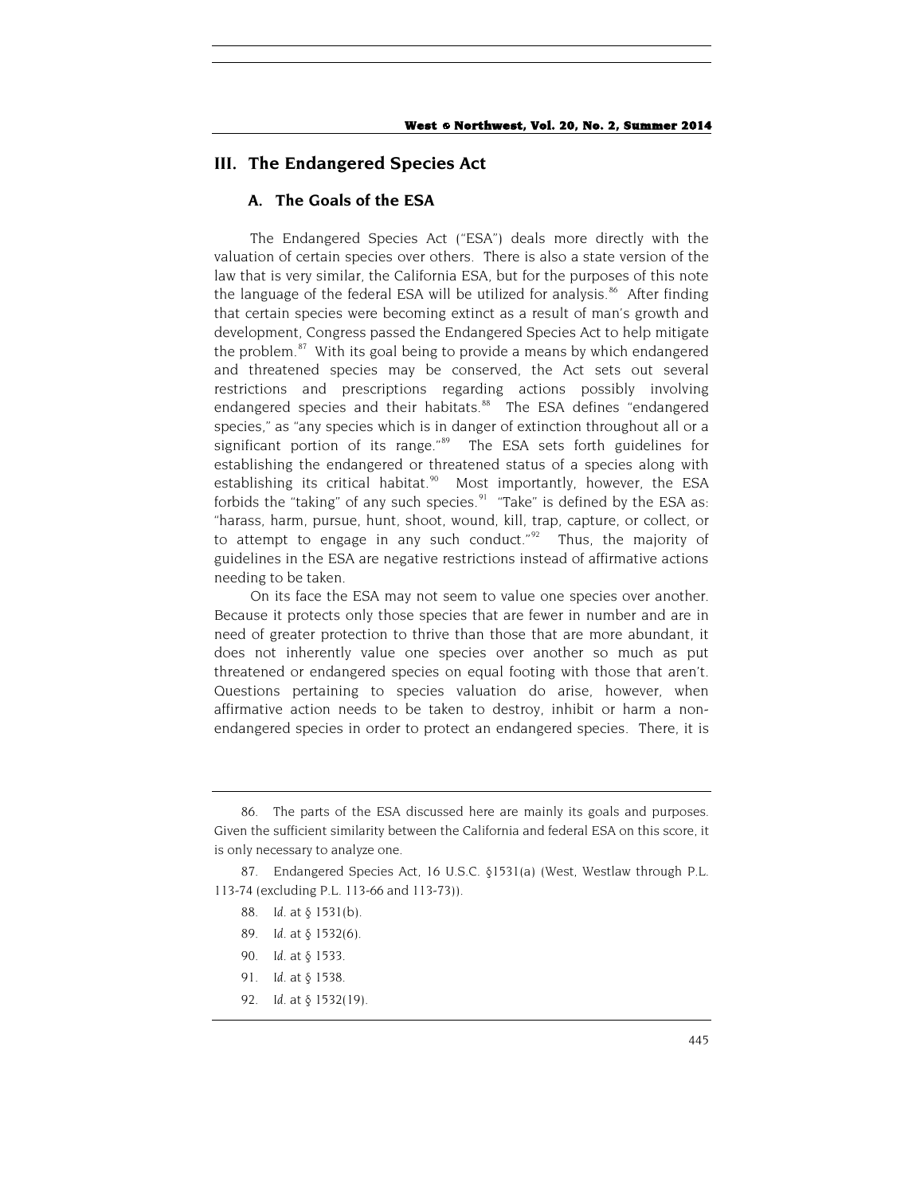## III. The Endangered Species Act

### A. The Goals of the ESA

The Endangered Species Act ("ESA") deals more directly with the valuation of certain species over others. There is also a state version of the law that is very similar, the California ESA, but for the purposes of this note the language of the federal ESA will be utilized for analysis.[86] After finding that certain species were becoming extinct as a result of man's growth and development, Congress passed the Endangered Species Act to help mitigate the problem.[87] With its goal being to provide a means by which endangered and threatened species may be conserved, the Act sets out several restrictions and prescriptions regarding actions possibly involving endangered species and their habitats.[88] The ESA defines "endangered species," as "any species which is in danger of extinction throughout all or a significant portion of its range."[89] The ESA sets forth guidelines for establishing the endangered or threatened status of a species along with establishing its critical habitat.[90] Most importantly, however, the ESA forbids the "taking" of any such species.[91] "Take" is defined by the ESA as: "harass, harm, pursue, hunt, shoot, wound, kill, trap, capture, or collect, or to attempt to engage in any such conduct."[92] Thus, the majority of guidelines in the ESA are negative restrictions instead of affirmative actions needing to be taken.

On its face the ESA may not seem to value one species over another. Because it protects only those species that are fewer in number and are in need of greater protection to thrive than those that are more abundant, it does not inherently value one species over another so much as put threatened or endangered species on equal footing with those that aren't. Questions pertaining to species valuation do arise, however, when affirmative action needs to be taken to destroy, inhibit or harm a non-endangered species in order to protect an endangered species. There, it is

---

86. The parts of the ESA discussed here are mainly its goals and purposes. Given the sufficient similarity between the California and federal ESA on this score, it is only necessary to analyze one.

87. Endangered Species Act, 16 U.S.C. §1531(a) (West, Westlaw through P.L. 113-74 (excluding P.L. 113-66 and 113-73)).

88. *Id.* at § 1531(b).

89. *Id.* at § 1532(6).

90. *Id.* at § 1533.

91. *Id.* at § 1538.

92. *Id.* at § 1532(19).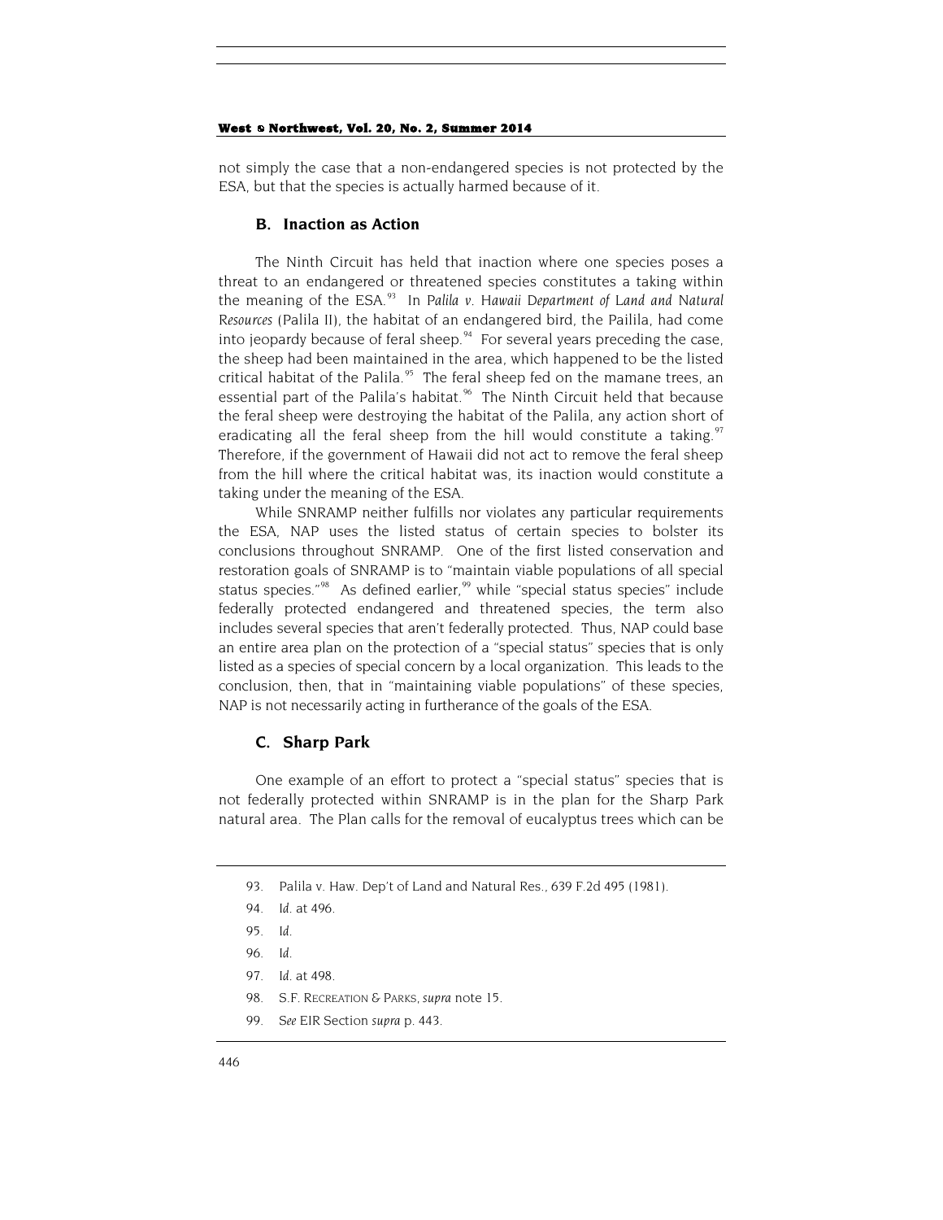not simply the case that a non-endangered species is not protected by the ESA, but that the species is actually harmed because of it.

### B. Inaction as Action

The Ninth Circuit has held that inaction where one species poses a threat to an endangered or threatened species constitutes a taking within the meaning of the ESA.[93] In *Palila v. Hawaii Department of Land and Natural Resources* (Palila II), the habitat of an endangered bird, the Pailila, had come into jeopardy because of feral sheep.[94] For several years preceding the case, the sheep had been maintained in the area, which happened to be the listed critical habitat of the Palila.[95] The feral sheep fed on the mamane trees, an essential part of the Palila's habitat.[96] The Ninth Circuit held that because the feral sheep were destroying the habitat of the Palila, any action short of eradicating all the feral sheep from the hill would constitute a taking.[97] Therefore, if the government of Hawaii did not act to remove the feral sheep from the hill where the critical habitat was, its inaction would constitute a taking under the meaning of the ESA.

While SNRAMP neither fulfills nor violates any particular requirements the ESA, NAP uses the listed status of certain species to bolster its conclusions throughout SNRAMP. One of the first listed conservation and restoration goals of SNRAMP is to "maintain viable populations of all special status species."[98] As defined earlier,[99] while "special status species" include federally protected endangered and threatened species, the term also includes several species that aren't federally protected. Thus, NAP could base an entire area plan on the protection of a "special status" species that is only listed as a species of special concern by a local organization. This leads to the conclusion, then, that in "maintaining viable populations" of these species, NAP is not necessarily acting in furtherance of the goals of the ESA.

### C. Sharp Park

One example of an effort to protect a "special status" species that is not federally protected within SNRAMP is in the plan for the Sharp Park natural area. The Plan calls for the removal of eucalyptus trees which can be

---

93. Palila v. Haw. Dep't of Land and Natural Res., 639 F.2d 495 (1981).

94. *Id.* at 496.

95. *Id.*

96. *Id.*

97. *Id.* at 498.

98. S.F. RECREATION & PARKS, *supra* note 15.

99. *See* EIR Section *supra* p. 443.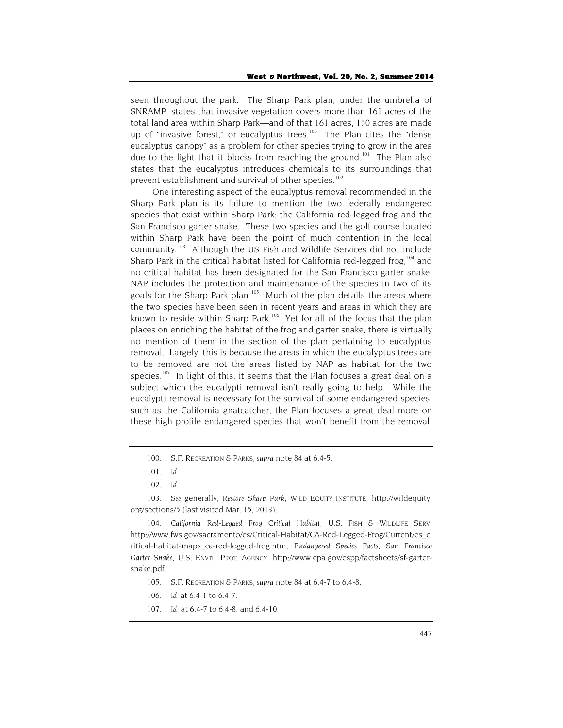seen throughout the park. The Sharp Park plan, under the umbrella of SNRAMP, states that invasive vegetation covers more than 161 acres of the total land area within Sharp Park—and of that 161 acres, 150 acres are made up of "invasive forest," or eucalyptus trees.[100] The Plan cites the "dense eucalyptus canopy" as a problem for other species trying to grow in the area due to the light that it blocks from reaching the ground.[101] The Plan also states that the eucalyptus introduces chemicals to its surroundings that prevent establishment and survival of other species.[102]

One interesting aspect of the eucalyptus removal recommended in the Sharp Park plan is its failure to mention the two federally endangered species that exist within Sharp Park: the California red-legged frog and the San Francisco garter snake. These two species and the golf course located within Sharp Park have been the point of much contention in the local community.[103] Although the US Fish and Wildlife Services did not include Sharp Park in the critical habitat listed for California red-legged frog,[104] and no critical habitat has been designated for the San Francisco garter snake, NAP includes the protection and maintenance of the species in two of its goals for the Sharp Park plan.[105] Much of the plan details the areas where the two species have been seen in recent years and areas in which they are known to reside within Sharp Park.[106] Yet for all of the focus that the plan places on enriching the habitat of the frog and garter snake, there is virtually no mention of them in the section of the plan pertaining to eucalyptus removal. Largely, this is because the areas in which the eucalyptus trees are to be removed are not the areas listed by NAP as habitat for the two species.[107] In light of this, it seems that the Plan focuses a great deal on a subject which the eucalypti removal isn't really going to help. While the eucalypti removal is necessary for the survival of some endangered species, such as the California gnatcatcher, the Plan focuses a great deal more on these high profile endangered species that won't benefit from the removal.

---

100. S.F. RECREATION & PARKS, *supra* note 84 at 6.4-5.

101. *Id.*

102. *Id.*

103. *See* generally, *Restore Sharp Park*, WILD EQUITY INSTITUTE, http://wildequity.org/sections/5 (last visited Mar. 15, 2013).

104. *California Red-Legged Frog Critical Habitat*, U.S. FISH & WILDLIFE SERV. http://www.fws.gov/sacramento/es/Critical-Habitat/CA-Red-Legged-Frog/Current/es_critical-habitat-maps_ca-red-legged-frog.htm; *Endangered Species Facts, San Francisco Garter Snake*, U.S. ENVTL. PROT. AGENCY, http://www.epa.gov/espp/factsheets/sf-garter-snake.pdf.

105. S.F. RECREATION & PARKS, *supra* note 84 at 6.4-7 to 6.4-8.

106. *Id.* at 6.4-1 to 6.4-7.

107. *Id.* at 6.4-7 to 6.4-8, and 6.4-10.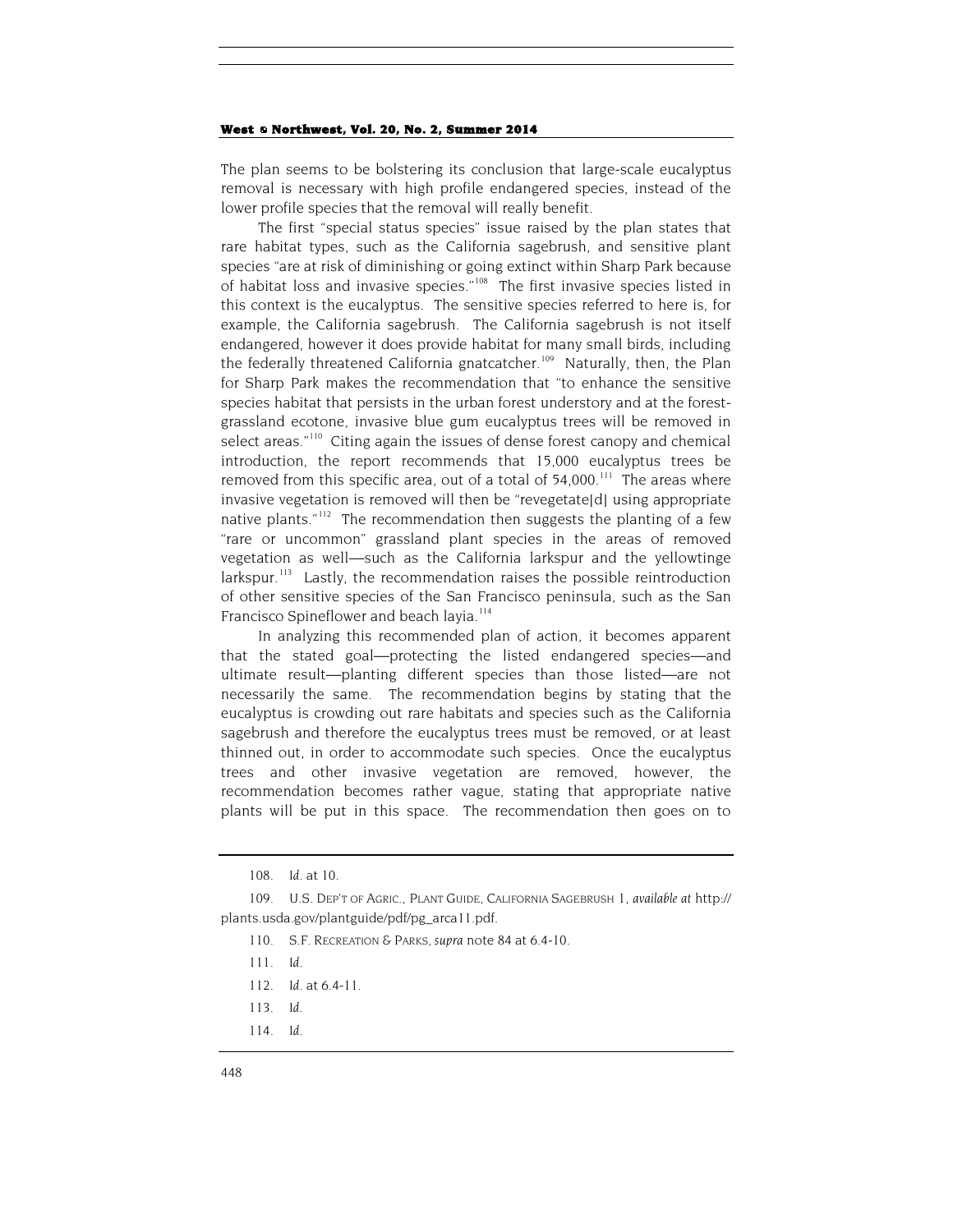The plan seems to be bolstering its conclusion that large-scale eucalyptus removal is necessary with high profile endangered species, instead of the lower profile species that the removal will really benefit.

The first "special status species" issue raised by the plan states that rare habitat types, such as the California sagebrush, and sensitive plant species "are at risk of diminishing or going extinct within Sharp Park because of habitat loss and invasive species."[108] The first invasive species listed in this context is the eucalyptus. The sensitive species referred to here is, for example, the California sagebrush. The California sagebrush is not itself endangered, however it does provide habitat for many small birds, including the federally threatened California gnatcatcher.[109] Naturally, then, the Plan for Sharp Park makes the recommendation that "to enhance the sensitive species habitat that persists in the urban forest understory and at the forest-grassland ecotone, invasive blue gum eucalyptus trees will be removed in select areas."[110] Citing again the issues of dense forest canopy and chemical introduction, the report recommends that 15,000 eucalyptus trees be removed from this specific area, out of a total of 54,000.[111] The areas where invasive vegetation is removed will then be "revegetate[d] using appropriate native plants."[112] The recommendation then suggests the planting of a few "rare or uncommon" grassland plant species in the areas of removed vegetation as well—such as the California larkspur and the yellowtinge larkspur.[113] Lastly, the recommendation raises the possible reintroduction of other sensitive species of the San Francisco peninsula, such as the San Francisco Spineflower and beach layia.[114]

In analyzing this recommended plan of action, it becomes apparent that the stated goal—protecting the listed endangered species—and ultimate result—planting different species than those listed—are not necessarily the same. The recommendation begins by stating that the eucalyptus is crowding out rare habitats and species such as the California sagebrush and therefore the eucalyptus trees must be removed, or at least thinned out, in order to accommodate such species. Once the eucalyptus trees and other invasive vegetation are removed, however, the recommendation becomes rather vague, stating that appropriate native plants will be put in this space. The recommendation then goes on to

---

108. *Id.* at 10.

109. U.S. DEP'T OF AGRIC., PLANT GUIDE, CALIFORNIA SAGEBRUSH 1, *available at* http://plants.usda.gov/plantguide/pdf/pg_arca11.pdf.

110. S.F. RECREATION & PARKS, *supra* note 84 at 6.4-10.

111. *Id.*

112. *Id.* at 6.4-11.

113. *Id.*

114. *Id.*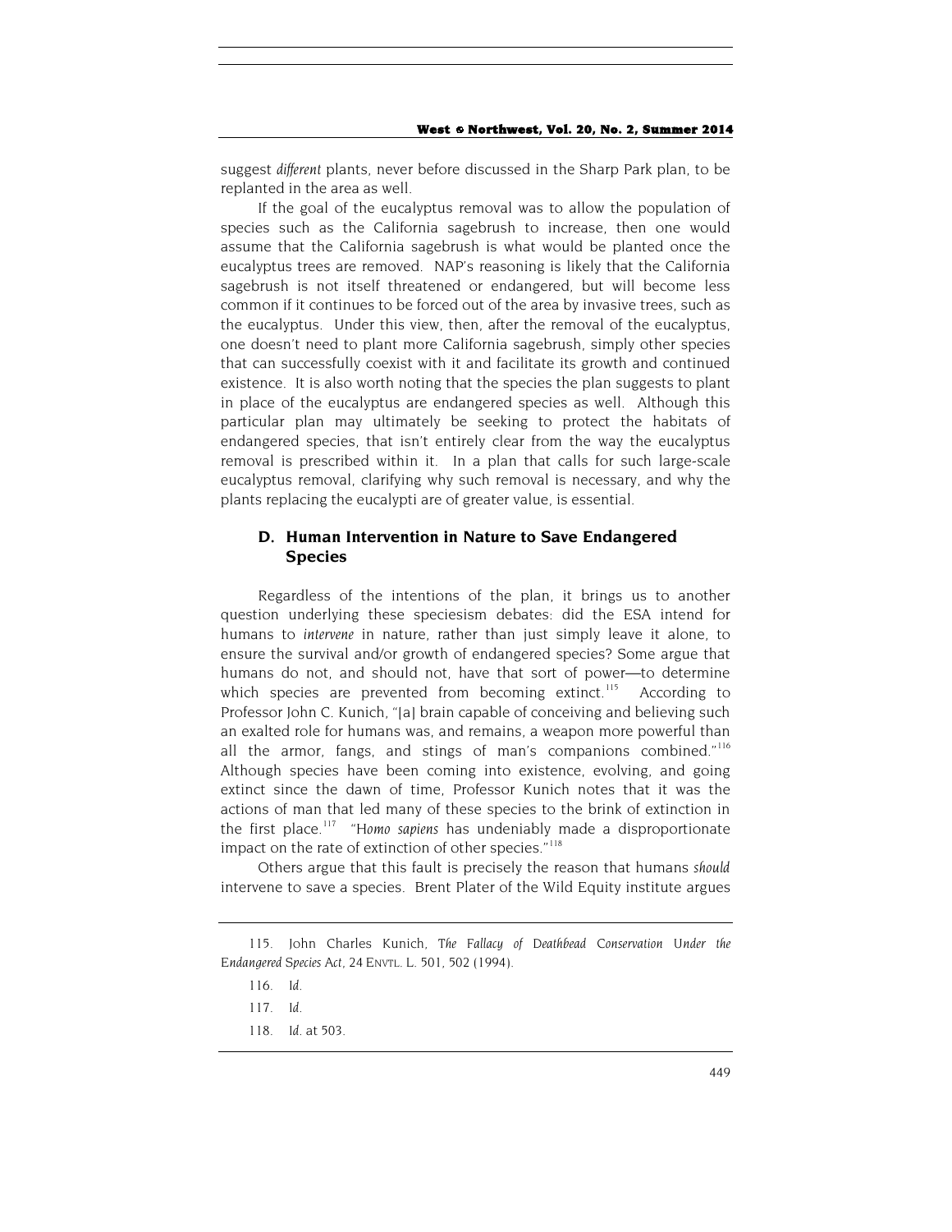suggest *different* plants, never before discussed in the Sharp Park plan, to be replanted in the area as well.

If the goal of the eucalyptus removal was to allow the population of species such as the California sagebrush to increase, then one would assume that the California sagebrush is what would be planted once the eucalyptus trees are removed. NAP's reasoning is likely that the California sagebrush is not itself threatened or endangered, but will become less common if it continues to be forced out of the area by invasive trees, such as the eucalyptus. Under this view, then, after the removal of the eucalyptus, one doesn't need to plant more California sagebrush, simply other species that can successfully coexist with it and facilitate its growth and continued existence. It is also worth noting that the species the plan suggests to plant in place of the eucalyptus are endangered species as well. Although this particular plan may ultimately be seeking to protect the habitats of endangered species, that isn't entirely clear from the way the eucalyptus removal is prescribed within it. In a plan that calls for such large-scale eucalyptus removal, clarifying why such removal is necessary, and why the plants replacing the eucalypti are of greater value, is essential.

### D. Human Intervention in Nature to Save Endangered Species

Regardless of the intentions of the plan, it brings us to another question underlying these speciesism debates: did the ESA intend for humans to *intervene* in nature, rather than just simply leave it alone, to ensure the survival and/or growth of endangered species? Some argue that humans do not, and should not, have that sort of power—to determine which species are prevented from becoming extinct.[115] According to Professor John C. Kunich, "[a] brain capable of conceiving and believing such an exalted role for humans was, and remains, a weapon more powerful than all the armor, fangs, and stings of man's companions combined."[116] Although species have been coming into existence, evolving, and going extinct since the dawn of time, Professor Kunich notes that it was the actions of man that led many of these species to the brink of extinction in the first place.[117] "*Homo sapiens* has undeniably made a disproportionate impact on the rate of extinction of other species."[118]

Others argue that this fault is precisely the reason that humans *should* intervene to save a species. Brent Plater of the Wild Equity institute argues

---

115. John Charles Kunich, *The Fallacy of Deathbead Conservation Under the Endangered Species Act*, 24 ENVTL. L. 501, 502 (1994).

116. *Id.*

117. *Id.*

118. *Id.* at 503.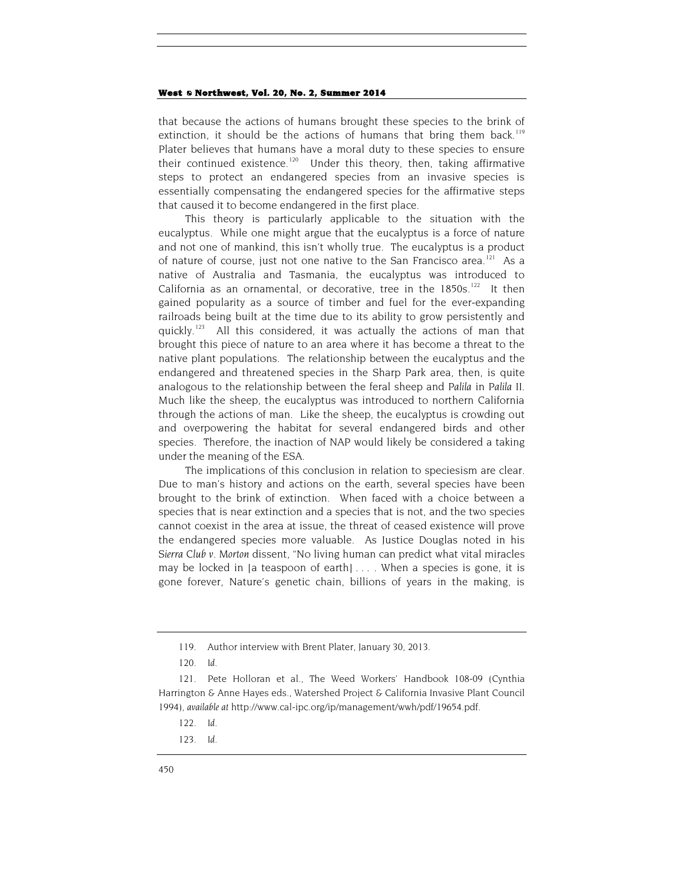that because the actions of humans brought these species to the brink of extinction, it should be the actions of humans that bring them back.[119] Plater believes that humans have a moral duty to these species to ensure their continued existence.[120] Under this theory, then, taking affirmative steps to protect an endangered species from an invasive species is essentially compensating the endangered species for the affirmative steps that caused it to become endangered in the first place.

This theory is particularly applicable to the situation with the eucalyptus. While one might argue that the eucalyptus is a force of nature and not one of mankind, this isn't wholly true. The eucalyptus is a product of nature of course, just not one native to the San Francisco area.[121] As a native of Australia and Tasmania, the eucalyptus was introduced to California as an ornamental, or decorative, tree in the 1850s.[122] It then gained popularity as a source of timber and fuel for the ever-expanding railroads being built at the time due to its ability to grow persistently and quickly.[123] All this considered, it was actually the actions of man that brought this piece of nature to an area where it has become a threat to the native plant populations. The relationship between the eucalyptus and the endangered and threatened species in the Sharp Park area, then, is quite analogous to the relationship between the feral sheep and *Palila* in *Palila* II. Much like the sheep, the eucalyptus was introduced to northern California through the actions of man. Like the sheep, the eucalyptus is crowding out and overpowering the habitat for several endangered birds and other species. Therefore, the inaction of NAP would likely be considered a taking under the meaning of the ESA.

The implications of this conclusion in relation to speciesism are clear. Due to man's history and actions on the earth, several species have been brought to the brink of extinction. When faced with a choice between a species that is near extinction and a species that is not, and the two species cannot coexist in the area at issue, the threat of ceased existence will prove the endangered species more valuable. As Justice Douglas noted in his *Sierra Club v. Morton* dissent, "No living human can predict what vital miracles may be locked in [a teaspoon of earth] . . . . When a species is gone, it is gone forever, Nature's genetic chain, billions of years in the making, is

---

119. Author interview with Brent Plater, January 30, 2013.

120. *Id.*

121. Pete Holloran et al., The Weed Workers' Handbook 108-09 (Cynthia Harrington & Anne Hayes eds., Watershed Project & California Invasive Plant Council 1994), *available at* http://www.cal-ipc.org/ip/management/wwh/pdf/19654.pdf.

122. *Id.*

123. *Id.*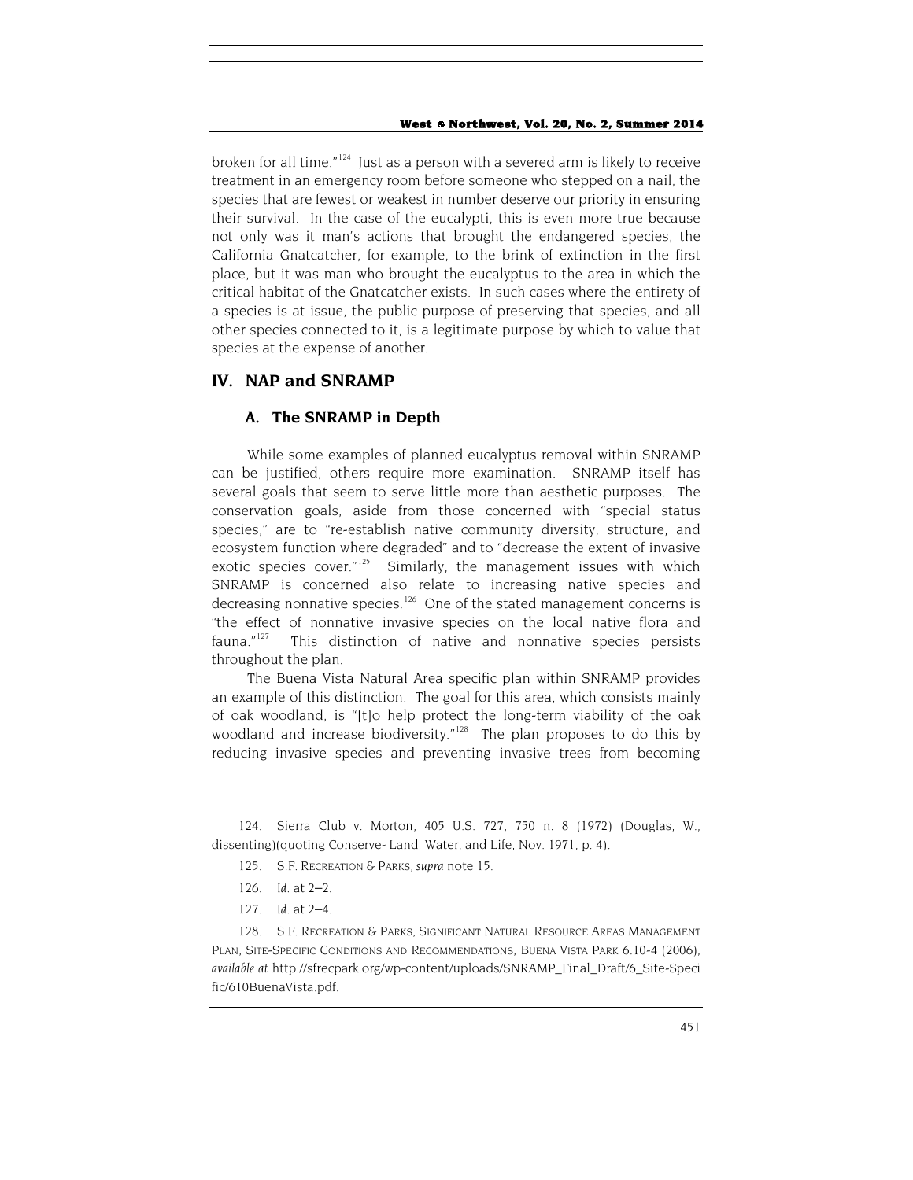broken for all time."[124] Just as a person with a severed arm is likely to receive treatment in an emergency room before someone who stepped on a nail, the species that are fewest or weakest in number deserve our priority in ensuring their survival. In the case of the eucalypti, this is even more true because not only was it man's actions that brought the endangered species, the California Gnatcatcher, for example, to the brink of extinction in the first place, but it was man who brought the eucalyptus to the area in which the critical habitat of the Gnatcatcher exists. In such cases where the entirety of a species is at issue, the public purpose of preserving that species, and all other species connected to it, is a legitimate purpose by which to value that species at the expense of another.

## IV. NAP and SNRAMP

### A. The SNRAMP in Depth

While some examples of planned eucalyptus removal within SNRAMP can be justified, others require more examination. SNRAMP itself has several goals that seem to serve little more than aesthetic purposes. The conservation goals, aside from those concerned with "special status species," are to "re-establish native community diversity, structure, and ecosystem function where degraded" and to "decrease the extent of invasive exotic species cover."[125] Similarly, the management issues with which SNRAMP is concerned also relate to increasing native species and decreasing nonnative species.[126] One of the stated management concerns is "the effect of nonnative invasive species on the local native flora and fauna."[127] This distinction of native and nonnative species persists throughout the plan.

The Buena Vista Natural Area specific plan within SNRAMP provides an example of this distinction. The goal for this area, which consists mainly of oak woodland, is "[t]o help protect the long-term viability of the oak woodland and increase biodiversity."[128] The plan proposes to do this by reducing invasive species and preventing invasive trees from becoming

---

124. Sierra Club v. Morton, 405 U.S. 727, 750 n. 8 (1972) (Douglas, W., dissenting)(quoting Conserve- Land, Water, and Life, Nov. 1971, p. 4).

125. S.F. Recreation & Parks, *supra* note 15.

126. *Id.* at 2–2.

127. *Id.* at 2–4.

128. S.F. Recreation & Parks, Significant Natural Resource Areas Management Plan, Site-Specific Conditions and Recommendations, Buena Vista Park 6.10-4 (2006), *available at* http://sfrecpark.org/wp-content/uploads/SNRAMP_Final_Draft/6_Site-Specific/610BuenaVista.pdf.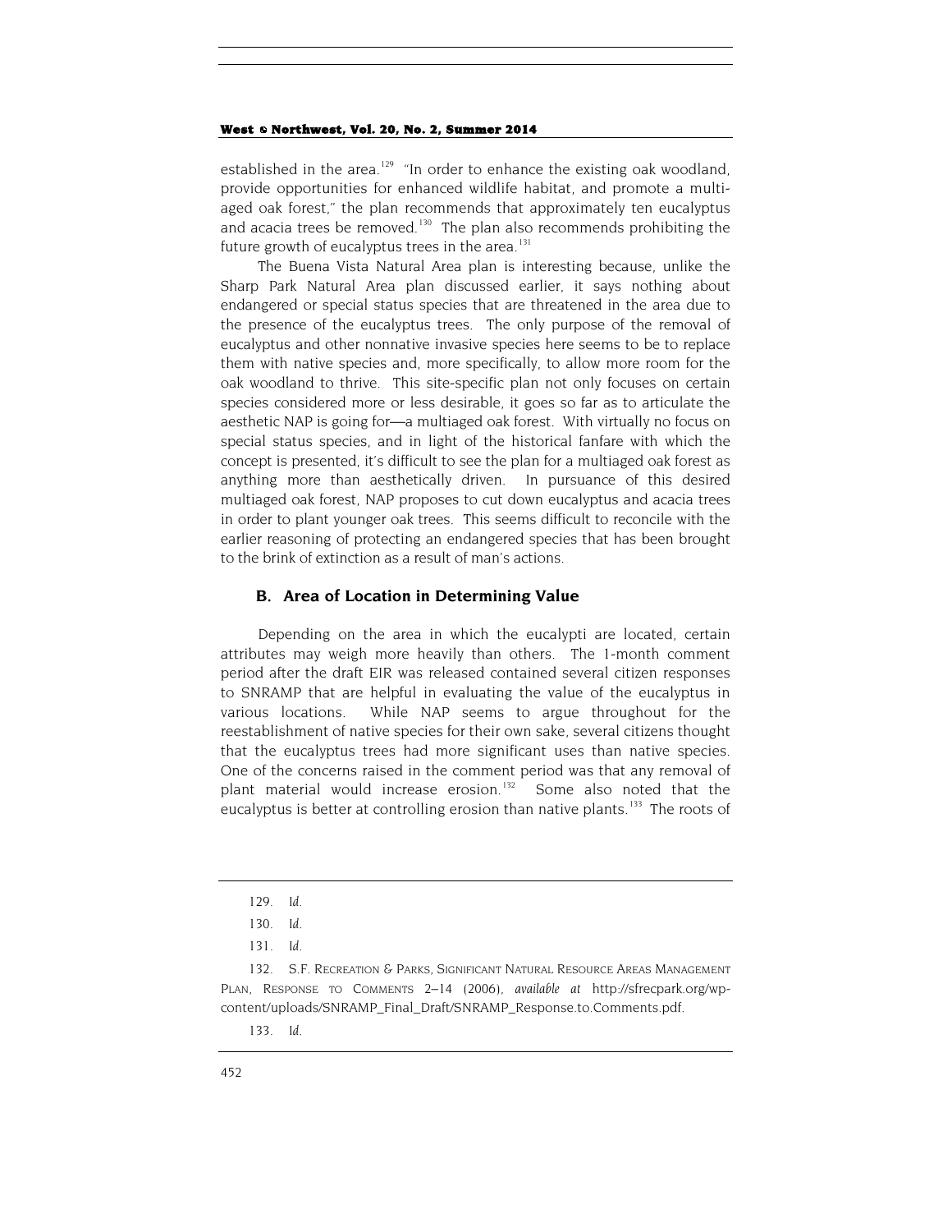established in the area.[129] "In order to enhance the existing oak woodland, provide opportunities for enhanced wildlife habitat, and promote a multi-aged oak forest," the plan recommends that approximately ten eucalyptus and acacia trees be removed.[130] The plan also recommends prohibiting the future growth of eucalyptus trees in the area.[131]

The Buena Vista Natural Area plan is interesting because, unlike the Sharp Park Natural Area plan discussed earlier, it says nothing about endangered or special status species that are threatened in the area due to the presence of the eucalyptus trees. The only purpose of the removal of eucalyptus and other nonnative invasive species here seems to be to replace them with native species and, more specifically, to allow more room for the oak woodland to thrive. This site-specific plan not only focuses on certain species considered more or less desirable, it goes so far as to articulate the aesthetic NAP is going for—a multiaged oak forest. With virtually no focus on special status species, and in light of the historical fanfare with which the concept is presented, it's difficult to see the plan for a multiaged oak forest as anything more than aesthetically driven. In pursuance of this desired multiaged oak forest, NAP proposes to cut down eucalyptus and acacia trees in order to plant younger oak trees. This seems difficult to reconcile with the earlier reasoning of protecting an endangered species that has been brought to the brink of extinction as a result of man's actions.

### B. Area of Location in Determining Value

Depending on the area in which the eucalypti are located, certain attributes may weigh more heavily than others. The 1-month comment period after the draft EIR was released contained several citizen responses to SNRAMP that are helpful in evaluating the value of the eucalyptus in various locations. While NAP seems to argue throughout for the reestablishment of native species for their own sake, several citizens thought that the eucalyptus trees had more significant uses than native species. One of the concerns raised in the comment period was that any removal of plant material would increase erosion.[132] Some also noted that the eucalyptus is better at controlling erosion than native plants.[133] The roots of

---

129. *Id.*

130. *Id.*

131. *Id.*

132. S.F. Recreation & Parks, Significant Natural Resource Areas Management Plan, Response to Comments 2–14 (2006), *available at* http://sfrecpark.org/wp-content/uploads/SNRAMP_Final_Draft/SNRAMP_Response.to.Comments.pdf.

133. *Id.*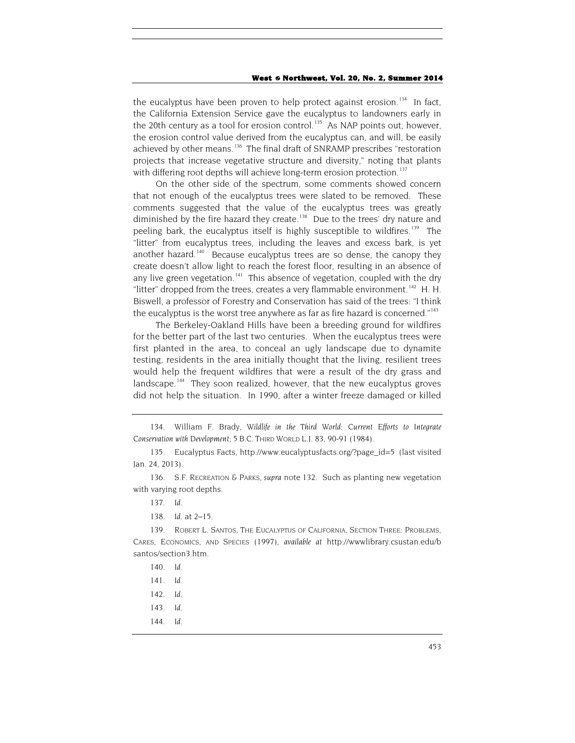the eucalyptus have been proven to help protect against erosion.[134] In fact, the California Extension Service gave the eucalyptus to landowners early in the 20th century as a tool for erosion control.[135] As NAP points out, however, the erosion control value derived from the eucalyptus can, and will, be easily achieved by other means.[136] The final draft of SNRAMP prescribes "restoration projects that increase vegetative structure and diversity," noting that plants with differing root depths will achieve long-term erosion protection.[137]

On the other side of the spectrum, some comments showed concern that not enough of the eucalyptus trees were slated to be removed. These comments suggested that the value of the eucalyptus trees was greatly diminished by the fire hazard they create.[138] Due to the trees' dry nature and peeling bark, the eucalyptus itself is highly susceptible to wildfires.[139] The "litter" from eucalyptus trees, including the leaves and excess bark, is yet another hazard.[140] Because eucalyptus trees are so dense, the canopy they create doesn't allow light to reach the forest floor, resulting in an absence of any live green vegetation.[141] This absence of vegetation, coupled with the dry "litter" dropped from the trees, creates a very flammable environment.[142] H. H. Biswell, a professor of Forestry and Conservation has said of the trees: "I think the eucalyptus is the worst tree anywhere as far as fire hazard is concerned."[143]

The Berkeley-Oakland Hills have been a breeding ground for wildfires for the better part of the last two centuries. When the eucalyptus trees were first planted in the area, to conceal an ugly landscape due to dynamite testing, residents in the area initially thought that the living, resilient trees would help the frequent wildfires that were a result of the dry grass and landscape.[144] They soon realized, however, that the new eucalyptus groves did not help the situation. In 1990, after a winter freeze damaged or killed

---

134. William F. Brady, *Wildlife in the Third World: Current Efforts to Integrate Conservation with Development*; 5 B.C. THIRD WORLD L.J. 83, 90-91 (1984).

135. Eucalyptus Facts, http://www.eucalyptusfacts.org/?page_id=5 (last visited Jan. 24, 2013).

136. S.F. RECREATION & PARKS, *supra* note 132. Such as planting new vegetation with varying root depths.

137. *Id.*

138. *Id.* at 2–15.

139. ROBERT L. SANTOS, THE EUCALYPTUS OF CALIFORNIA, SECTION THREE: PROBLEMS, CARES, ECONOMICS, AND SPECIES (1997), *available at* http://wwwlibrary.csustan.edu/bsantos/section3.htm.

140. *Id.*

141. *Id.*

142. *Id.*

143. *Id.*

144. *Id.*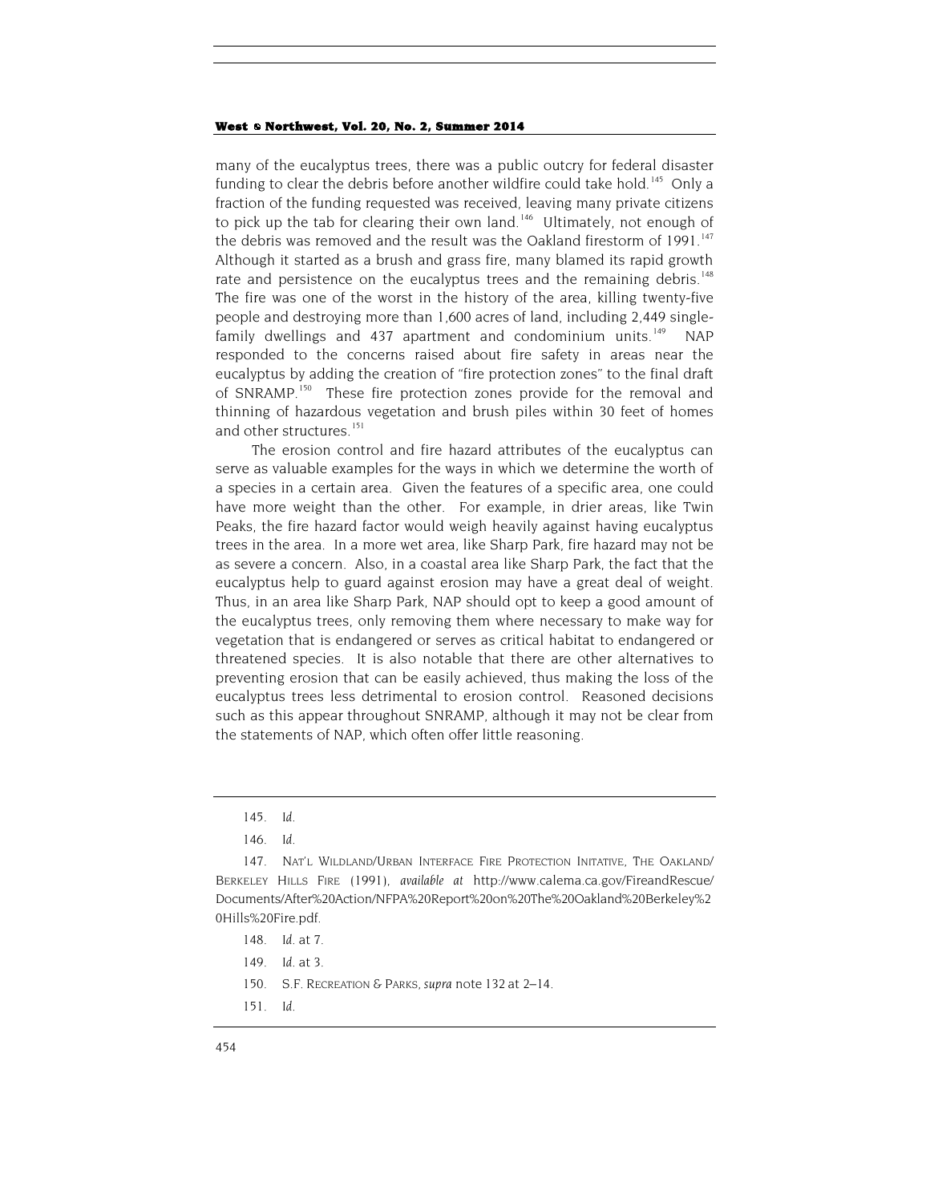many of the eucalyptus trees, there was a public outcry for federal disaster funding to clear the debris before another wildfire could take hold.[145] Only a fraction of the funding requested was received, leaving many private citizens to pick up the tab for clearing their own land.[146] Ultimately, not enough of the debris was removed and the result was the Oakland firestorm of 1991.[147] Although it started as a brush and grass fire, many blamed its rapid growth rate and persistence on the eucalyptus trees and the remaining debris.[148] The fire was one of the worst in the history of the area, killing twenty-five people and destroying more than 1,600 acres of land, including 2,449 single-family dwellings and 437 apartment and condominium units.[149] NAP responded to the concerns raised about fire safety in areas near the eucalyptus by adding the creation of "fire protection zones" to the final draft of SNRAMP.[150] These fire protection zones provide for the removal and thinning of hazardous vegetation and brush piles within 30 feet of homes and other structures.[151]

The erosion control and fire hazard attributes of the eucalyptus can serve as valuable examples for the ways in which we determine the worth of a species in a certain area. Given the features of a specific area, one could have more weight than the other. For example, in drier areas, like Twin Peaks, the fire hazard factor would weigh heavily against having eucalyptus trees in the area. In a more wet area, like Sharp Park, fire hazard may not be as severe a concern. Also, in a coastal area like Sharp Park, the fact that the eucalyptus help to guard against erosion may have a great deal of weight. Thus, in an area like Sharp Park, NAP should opt to keep a good amount of the eucalyptus trees, only removing them where necessary to make way for vegetation that is endangered or serves as critical habitat to endangered or threatened species. It is also notable that there are other alternatives to preventing erosion that can be easily achieved, thus making the loss of the eucalyptus trees less detrimental to erosion control. Reasoned decisions such as this appear throughout SNRAMP, although it may not be clear from the statements of NAP, which often offer little reasoning.

---

145. *Id.*

146. *Id.*

147. NAT'L WILDLAND/URBAN INTERFACE FIRE PROTECTION INITATIVE, THE OAKLAND/BERKELEY HILLS FIRE (1991), *available at* http://www.calema.ca.gov/FireandRescue/Documents/After%20Action/NFPA%20Report%20on%20The%20Oakland%20Berkeley%20Hills%20Fire.pdf.

148. *Id.* at 7.

149. *Id.* at 3.

150. S.F. RECREATION & PARKS, *supra* note 132 at 2–14.

151. *Id.*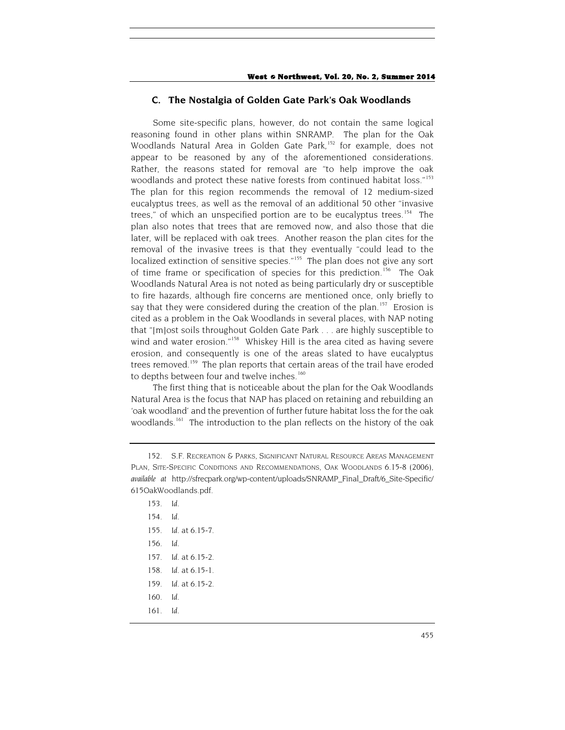### C. The Nostalgia of Golden Gate Park's Oak Woodlands

Some site-specific plans, however, do not contain the same logical reasoning found in other plans within SNRAMP. The plan for the Oak Woodlands Natural Area in Golden Gate Park,[152] for example, does not appear to be reasoned by any of the aforementioned considerations. Rather, the reasons stated for removal are "to help improve the oak woodlands and protect these native forests from continued habitat loss."[153] The plan for this region recommends the removal of 12 medium-sized eucalyptus trees, as well as the removal of an additional 50 other "invasive trees," of which an unspecified portion are to be eucalyptus trees.[154] The plan also notes that trees that are removed now, and also those that die later, will be replaced with oak trees. Another reason the plan cites for the removal of the invasive trees is that they eventually "could lead to the localized extinction of sensitive species."[155] The plan does not give any sort of time frame or specification of species for this prediction.[156] The Oak Woodlands Natural Area is not noted as being particularly dry or susceptible to fire hazards, although fire concerns are mentioned once, only briefly to say that they were considered during the creation of the plan.[157] Erosion is cited as a problem in the Oak Woodlands in several places, with NAP noting that "[m]ost soils throughout Golden Gate Park . . . are highly susceptible to wind and water erosion."[158] Whiskey Hill is the area cited as having severe erosion, and consequently is one of the areas slated to have eucalyptus trees removed.[159] The plan reports that certain areas of the trail have eroded to depths between four and twelve inches.[160]

The first thing that is noticeable about the plan for the Oak Woodlands Natural Area is the focus that NAP has placed on retaining and rebuilding an 'oak woodland' and the prevention of further future habitat loss the for the oak woodlands.[161] The introduction to the plan reflects on the history of the oak

---

152. S.F. Recreation & Parks, Significant Natural Resource Areas Management Plan, Site-Specific Conditions and Recommendations, Oak Woodlands 6.15-8 (2006), *available at* http://sfrecpark.org/wp-content/uploads/SNRAMP_Final_Draft/6_Site-Specific/615OakWoodlands.pdf.

153. *Id.*

154. *Id.*

155. *Id.* at 6.15-7.

156. *Id.*

157. *Id.* at 6.15-2.

158. *Id.* at 6.15-1.

159. *Id.* at 6.15-2.

160. *Id.*

161. *Id.*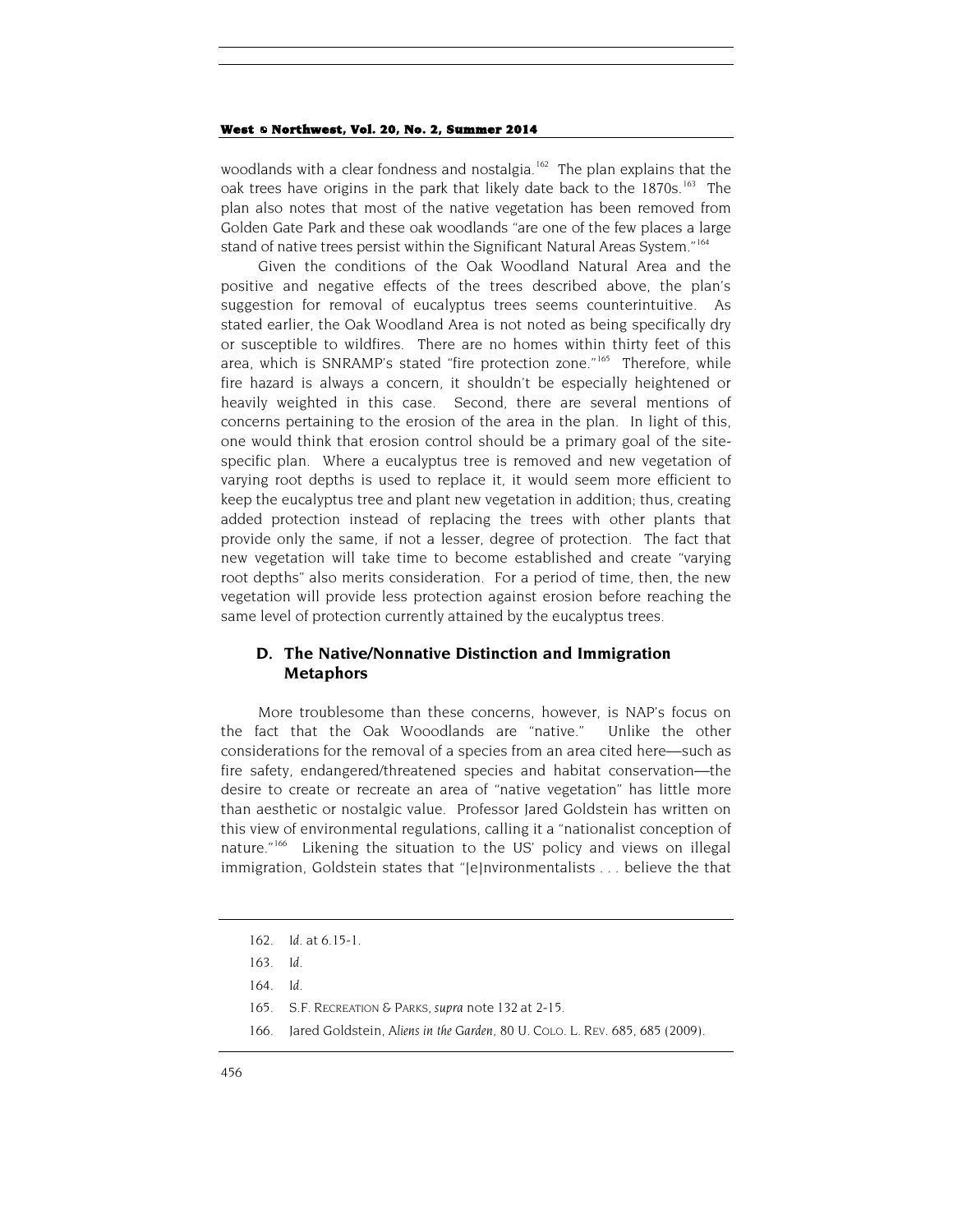woodlands with a clear fondness and nostalgia.[162] The plan explains that the oak trees have origins in the park that likely date back to the 1870s.[163] The plan also notes that most of the native vegetation has been removed from Golden Gate Park and these oak woodlands "are one of the few places a large stand of native trees persist within the Significant Natural Areas System."[164]

Given the conditions of the Oak Woodland Natural Area and the positive and negative effects of the trees described above, the plan's suggestion for removal of eucalyptus trees seems counterintuitive. As stated earlier, the Oak Woodland Area is not noted as being specifically dry or susceptible to wildfires. There are no homes within thirty feet of this area, which is SNRAMP's stated "fire protection zone."[165] Therefore, while fire hazard is always a concern, it shouldn't be especially heightened or heavily weighted in this case. Second, there are several mentions of concerns pertaining to the erosion of the area in the plan. In light of this, one would think that erosion control should be a primary goal of the site-specific plan. Where a eucalyptus tree is removed and new vegetation of varying root depths is used to replace it, it would seem more efficient to keep the eucalyptus tree and plant new vegetation in addition; thus, creating added protection instead of replacing the trees with other plants that provide only the same, if not a lesser, degree of protection. The fact that new vegetation will take time to become established and create "varying root depths" also merits consideration. For a period of time, then, the new vegetation will provide less protection against erosion before reaching the same level of protection currently attained by the eucalyptus trees.

### D. The Native/Nonnative Distinction and Immigration Metaphors

More troublesome than these concerns, however, is NAP's focus on the fact that the Oak Wooodlands are "native." Unlike the other considerations for the removal of a species from an area cited here—such as fire safety, endangered/threatened species and habitat conservation—the desire to create or recreate an area of "native vegetation" has little more than aesthetic or nostalgic value. Professor Jared Goldstein has written on this view of environmental regulations, calling it a "nationalist conception of nature."[166] Likening the situation to the US' policy and views on illegal immigration, Goldstein states that "[e]nvironmentalists . . . believe the that

---

162. *Id.* at 6.15-1.

163. *Id.*

164. *Id.*

165. S.F. RECREATION & PARKS, *supra* note 132 at 2-15.

166. Jared Goldstein, *Aliens in the Garden*, 80 U. COLO. L. REV. 685, 685 (2009).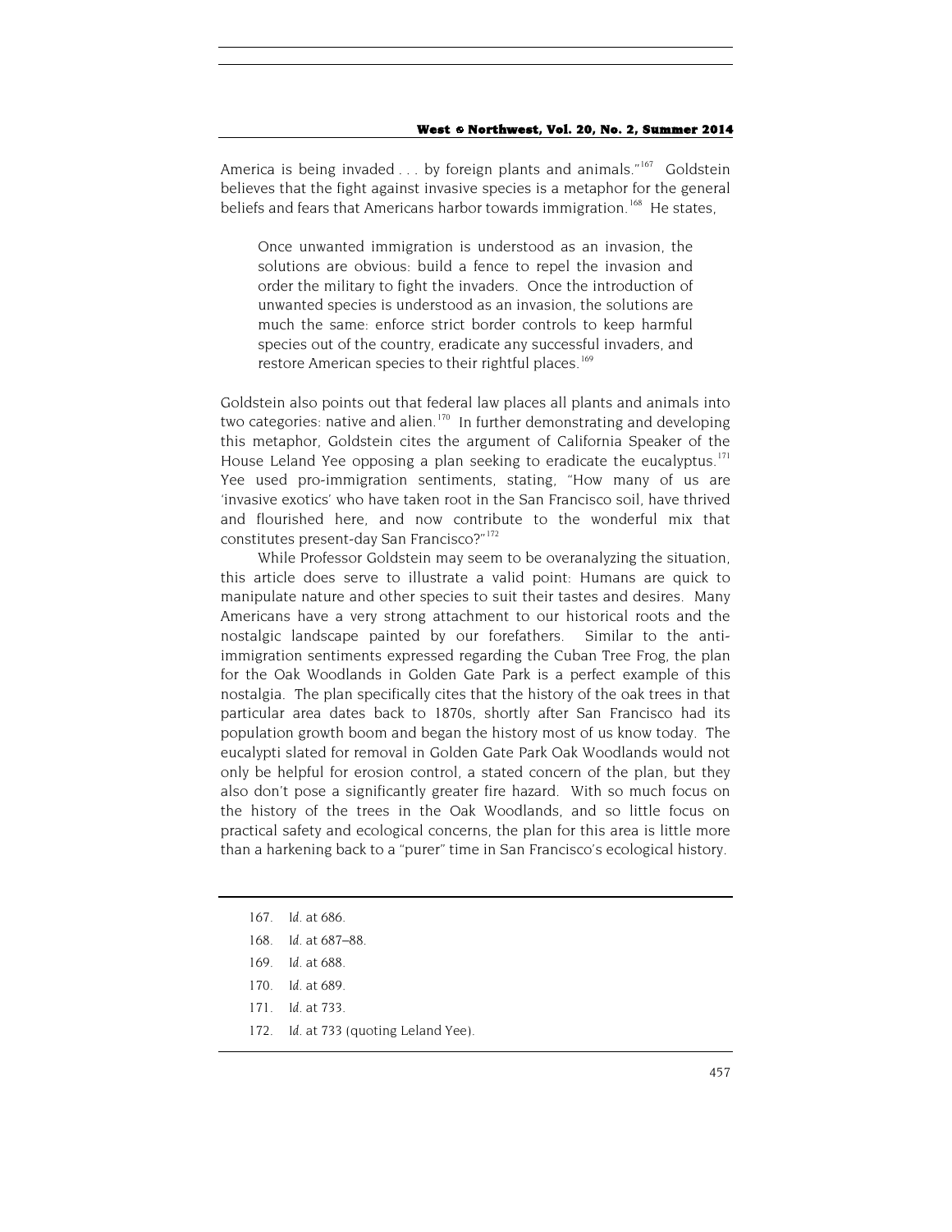America is being invaded . . . by foreign plants and animals."[167] Goldstein believes that the fight against invasive species is a metaphor for the general beliefs and fears that Americans harbor towards immigration.[168] He states,

> Once unwanted immigration is understood as an invasion, the solutions are obvious: build a fence to repel the invasion and order the military to fight the invaders. Once the introduction of unwanted species is understood as an invasion, the solutions are much the same: enforce strict border controls to keep harmful species out of the country, eradicate any successful invaders, and restore American species to their rightful places.[169]

Goldstein also points out that federal law places all plants and animals into two categories: native and alien.[170] In further demonstrating and developing this metaphor, Goldstein cites the argument of California Speaker of the House Leland Yee opposing a plan seeking to eradicate the eucalyptus.[171] Yee used pro-immigration sentiments, stating, "How many of us are 'invasive exotics' who have taken root in the San Francisco soil, have thrived and flourished here, and now contribute to the wonderful mix that constitutes present-day San Francisco?"[172]

While Professor Goldstein may seem to be overanalyzing the situation, this article does serve to illustrate a valid point: Humans are quick to manipulate nature and other species to suit their tastes and desires. Many Americans have a very strong attachment to our historical roots and the nostalgic landscape painted by our forefathers. Similar to the anti-immigration sentiments expressed regarding the Cuban Tree Frog, the plan for the Oak Woodlands in Golden Gate Park is a perfect example of this nostalgia. The plan specifically cites that the history of the oak trees in that particular area dates back to 1870s, shortly after San Francisco had its population growth boom and began the history most of us know today. The eucalypti slated for removal in Golden Gate Park Oak Woodlands would not only be helpful for erosion control, a stated concern of the plan, but they also don't pose a significantly greater fire hazard. With so much focus on the history of the trees in the Oak Woodlands, and so little focus on practical safety and ecological concerns, the plan for this area is little more than a harkening back to a "purer" time in San Francisco's ecological history.

---

167. *Id.* at 686.
168. *Id.* at 687–88.
169. *Id.* at 688.
170. *Id.* at 689.
171. *Id.* at 733.
172. *Id.* at 733 (quoting Leland Yee).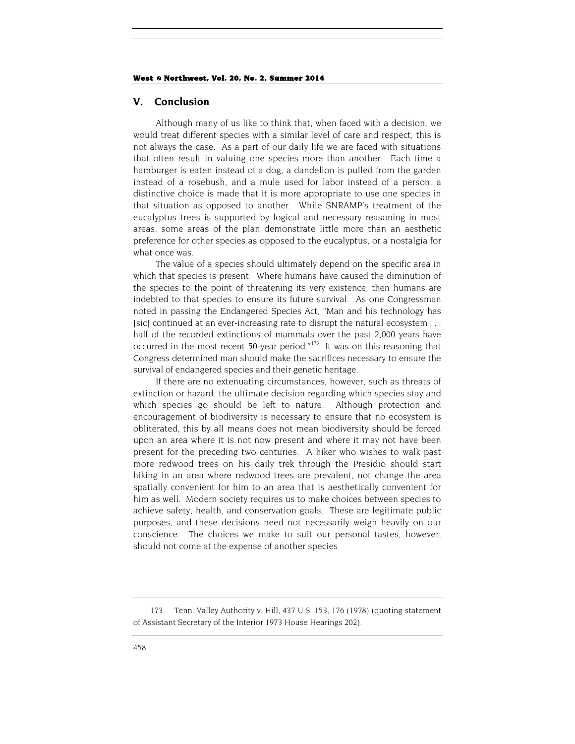## V. Conclusion

Although many of us like to think that, when faced with a decision, we would treat different species with a similar level of care and respect, this is not always the case. As a part of our daily life we are faced with situations that often result in valuing one species more than another. Each time a hamburger is eaten instead of a dog, a dandelion is pulled from the garden instead of a rosebush, and a mule used for labor instead of a person, a distinctive choice is made that it is more appropriate to use one species in that situation as opposed to another. While SNRAMP's treatment of the eucalyptus trees is supported by logical and necessary reasoning in most areas, some areas of the plan demonstrate little more than an aesthetic preference for other species as opposed to the eucalyptus, or a nostalgia for what once was.

The value of a species should ultimately depend on the specific area in which that species is present. Where humans have caused the diminution of the species to the point of threatening its very existence, then humans are indebted to that species to ensure its future survival. As one Congressman noted in passing the Endangered Species Act, "Man and his technology has [sic] continued at an ever-increasing rate to disrupt the natural ecosystem . . . half of the recorded extinctions of mammals over the past 2,000 years have occurred in the most recent 50-year period."[173] It was on this reasoning that Congress determined man should make the sacrifices necessary to ensure the survival of endangered species and their genetic heritage.

If there are no extenuating circumstances, however, such as threats of extinction or hazard, the ultimate decision regarding which species stay and which species go should be left to nature. Although protection and encouragement of biodiversity is necessary to ensure that no ecosystem is obliterated, this by all means does not mean biodiversity should be forced upon an area where it is not now present and where it may not have been present for the preceding two centuries. A hiker who wishes to walk past more redwood trees on his daily trek through the Presidio should start hiking in an area where redwood trees are prevalent, not change the area spatially convenient for him to an area that is aesthetically convenient for him as well. Modern society requires us to make choices between species to achieve safety, health, and conservation goals. These are legitimate public purposes, and these decisions need not necessarily weigh heavily on our conscience. The choices we make to suit our personal tastes, however, should not come at the expense of another species.

---

173. Tenn. Valley Authority v. Hill, 437 U.S. 153, 176 (1978) (quoting statement of Assistant Secretary of the Interior 1973 House Hearings 202).